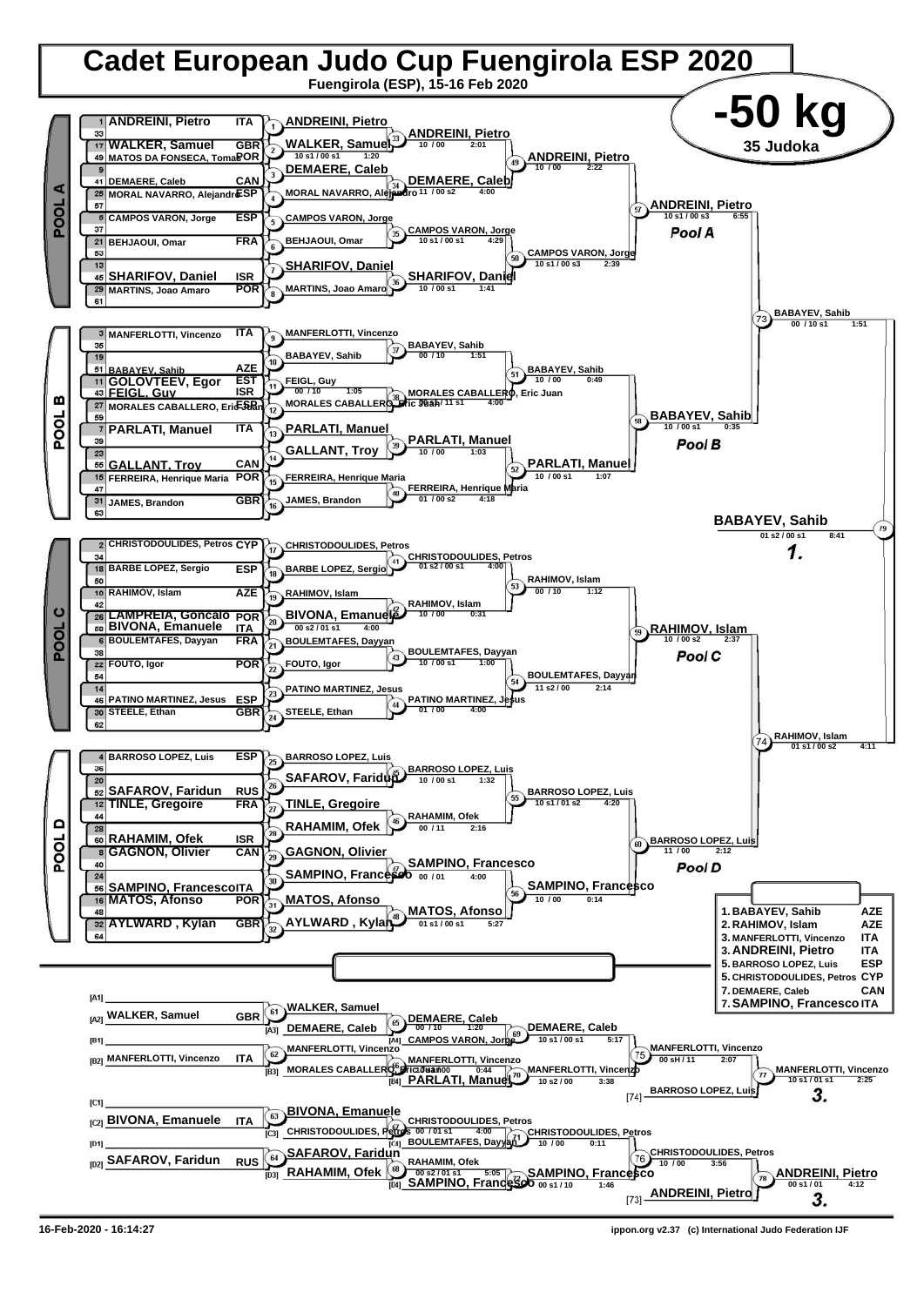# Cadet European Judo Cup Fuengirola ESP 2020

**Fuengirola (ESP), 15-16 Feb 2020**

## -50 kg

**35 Judoka**

### POOL A

| Seed | Name | Nation |
|---|---|---|
| 1 | ANDREINI, Pietro | ITA |
| 33 | | |
| 17 | WALKER, Samuel | GBR |
| 49 | MATOS DA FONSECA, Tomas | POR |
| 9 | | |
| 41 | DEMAERE, Caleb | CAN |
| 25 | MORAL NAVARRO, Alejandro | ESP |
| 57 | | |
| 5 | CAMPOS VARON, Jorge | ESP |
| 37 | | |
| 21 | BEHJAOUI, Omar | FRA |
| 53 | | |
| 13 | | |
| 45 | SHARIFOV, Daniel | ISR |
| 29 | MARTINS, Joao Amaro | POR |
| 61 | | |

- Contest 1: ANDREINI, Pietro
- Contest 2: WALKER, Samuel — 10 s1 / 00 s1 — 1:20
- Contest 3: DEMAERE, Caleb
- Contest 4: MORAL NAVARRO, Alejandro
- Contest 5: CAMPOS VARON, Jorge
- Contest 6: BEHJAOUI, Omar
- Contest 7: SHARIFOV, Daniel
- Contest 8: MARTINS, Joao Amaro
- Contest 33: ANDREINI, Pietro — 10 / 00 — 2:01
- Contest 34: DEMAERE, Caleb — 11 / 00 s2 — 4:00
- Contest 35: CAMPOS VARON, Jorge — 10 s1 / 00 s1 — 4:29
- Contest 36: SHARIFOV, Daniel — 10 / 00 s1 — 1:41
- Contest 49: ANDREINI, Pietro — 10 / 00 — 2:22
- Contest 50: CAMPOS VARON, Jorge — 10 s1 / 00 s3 — 2:39
- Contest 57: ANDREINI, Pietro — 10 s1 / 00 s3 — 6:55 (**Pool A**)

### POOL B

| Seed | Name | Nation |
|---|---|---|
| 3 | MANFERLOTTI, Vincenzo | ITA |
| 35 | | |
| 19 | | |
| 51 | BABAYEV, Sahib | AZE |
| 11 | GOLOVTEEV, Egor | EST |
| 43 | FEIGL, Guy | ISR |
| 27 | MORALES CABALLERO, Eric Juan | ESP |
| 59 | | |
| 7 | PARLATI, Manuel | ITA |
| 39 | | |
| 23 | | |
| 55 | GALLANT, Troy | CAN |
| 15 | FERREIRA, Henrique Maria | POR |
| 47 | | |
| 31 | JAMES, Brandon | GBR |
| 63 | | |

- Contest 9: MANFERLOTTI, Vincenzo
- Contest 10: BABAYEV, Sahib
- Contest 11: FEIGL, Guy — 00 / 10 — 1:05
- Contest 12: MORALES CABALLERO, Eric Juan
- Contest 13: PARLATI, Manuel
- Contest 14: GALLANT, Troy
- Contest 15: FERREIRA, Henrique Maria
- Contest 16: JAMES, Brandon
- Contest 37: BABAYEV, Sahib — 00 / 10 — 1:51
- Contest 38: MORALES CABALLERO, Eric Juan — 00 s1 / 11 s1 — 4:00
- Contest 39: PARLATI, Manuel — 10 / 00 — 1:03
- Contest 40: FERREIRA, Henrique Maria — 01 / 00 s2 — 4:18
- Contest 51: BABAYEV, Sahib — 10 / 00 — 0:49
- Contest 52: PARLATI, Manuel — 10 / 00 s1 — 1:07
- Contest 58: BABAYEV, Sahib — 10 / 00 s1 — 0:35 (**Pool B**)

### POOL C

| Seed | Name | Nation |
|---|---|---|
| 2 | CHRISTODOULIDES, Petros | CYP |
| 34 | | |
| 18 | BARBE LOPEZ, Sergio | ESP |
| 50 | | |
| 10 | RAHIMOV, Islam | AZE |
| 42 | | |
| 26 | LAMPREIA, Goncalo | POR |
| 58 | BIVONA, Emanuele | ITA |
| 6 | BOULEMTAFES, Dayyan | FRA |
| 38 | | |
| 22 | FOUTO, Igor | POR |
| 54 | | |
| 14 | | |
| 46 | PATINO MARTINEZ, Jesus | ESP |
| 30 | STEELE, Ethan | GBR |
| 62 | | |

- Contest 17: CHRISTODOULIDES, Petros
- Contest 18: BARBE LOPEZ, Sergio
- Contest 19: RAHIMOV, Islam
- Contest 20: BIVONA, Emanuele — 00 s2 / 01 s1 — 4:00
- Contest 21: BOULEMTAFES, Dayyan
- Contest 22: FOUTO, Igor
- Contest 23: PATINO MARTINEZ, Jesus
- Contest 24: STEELE, Ethan
- Contest 41: CHRISTODOULIDES, Petros — 01 s2 / 00 s1 — 4:00
- Contest 42: RAHIMOV, Islam — 10 / 00 — 0:31
- Contest 43: BOULEMTAFES, Dayyan — 10 / 00 s1 — 1:00
- Contest 44: PATINO MARTINEZ, Jesus — 01 / 00 — 4:00
- Contest 53: RAHIMOV, Islam — 00 / 10 — 1:12
- Contest 54: BOULEMTAFES, Dayyan — 11 s2 / 00 — 2:14
- Contest 59: RAHIMOV, Islam — 10 / 00 s2 — 2:37 (**Pool C**)

### POOL D

| Seed | Name | Nation |
|---|---|---|
| 4 | BARROSO LOPEZ, Luis | ESP |
| 36 | | |
| 20 | | |
| 52 | SAFAROV, Faridun | RUS |
| 12 | TINLE, Gregoire | FRA |
| 44 | | |
| 28 | | |
| 60 | RAHAMIM, Ofek | ISR |
| 8 | GAGNON, Olivier | CAN |
| 40 | | |
| 24 | | |
| 56 | SAMPINO, Francesco | ITA |
| 16 | MATOS, Afonso | POR |
| 48 | | |
| 32 | AYLWARD , Kylan | GBR |
| 64 | | |

- Contest 25: BARROSO LOPEZ, Luis
- Contest 26: SAFAROV, Faridun
- Contest 27: TINLE, Gregoire
- Contest 28: RAHAMIM, Ofek
- Contest 29: GAGNON, Olivier
- Contest 30: SAMPINO, Francesco
- Contest 31: MATOS, Afonso
- Contest 32: AYLWARD , Kylan
- Contest 45: BARROSO LOPEZ, Luis — 10 / 00 s1 — 1:32
- Contest 46: RAHAMIM, Ofek — 00 / 11 — 2:16
- Contest 47: SAMPINO, Francesco — 00 / 01 — 4:00
- Contest 48: MATOS, Afonso — 01 s1 / 00 s1 — 5:27
- Contest 55: BARROSO LOPEZ, Luis — 10 s1 / 01 s2 — 4:20
- Contest 56: SAMPINO, Francesco — 10 / 00 — 0:14
- Contest 60: BARROSO LOPEZ, Luis — 11 / 00 — 2:12 (**Pool D**)

### Semi-finals and Final

- Contest 73: BABAYEV, Sahib — 00 / 10 s1 — 1:51
- Contest 74: RAHIMOV, Islam — 01 s1 / 00 s2 — 4:11
- Contest 79: BABAYEV, Sahib — 01 s2 / 00 s1 — 8:41 — **1.**

### Repechage

- [A1] —
- [A2] WALKER, Samuel — GBR
- [B1] —
- [B2] MANFERLOTTI, Vincenzo — ITA
- [C1] —
- [C2] BIVONA, Emanuele — ITA
- [D1] —
- [D2] SAFAROV, Faridun — RUS

- Contest 61: WALKER, Samuel
- Contest 62: MANFERLOTTI, Vincenzo
- Contest 63: BIVONA, Emanuele
- Contest 64: SAFAROV, Faridun
- Contest 65: [A3] DEMAERE, Caleb vs WALKER, Samuel — DEMAERE, Caleb — 00 / 10 — 1:20
- Contest 66: [B3] MORALES CABALLERO, Eric Juan vs MANFERLOTTI, Vincenzo — MANFERLOTTI, Vincenzo — 01 s1 / 00 — 0:44
- Contest 67: [C3] CHRISTODOULIDES, Petros vs BIVONA, Emanuele — CHRISTODOULIDES, Petros — 00 / 01 s1 — 4:00
- Contest 68: [D3] RAHAMIM, Ofek vs SAFAROV, Faridun — RAHAMIM, Ofek — 00 s2 / 01 s1 — 5:05
- Contest 69: [A4] CAMPOS VARON, Jorge vs DEMAERE, Caleb — DEMAERE, Caleb — 10 s1 / 00 s1 — 5:17
- Contest 70: [B4] PARLATI, Manuel vs MANFERLOTTI, Vincenzo — MANFERLOTTI, Vincenzo — 10 s2 / 00 — 3:38
- Contest 71: [C4] BOULEMTAFES, Dayyan vs CHRISTODOULIDES, Petros — CHRISTODOULIDES, Petros — 10 / 00 — 0:11
- Contest 72: [D4] SAMPINO, Francesco vs RAHAMIM, Ofek — SAMPINO, Francesco — 00 s1 / 10 — 1:46
- Contest 75: MANFERLOTTI, Vincenzo — 00 sH / 11 — 2:07
- Contest 76: CHRISTODOULIDES, Petros — 10 / 00 — 3:56
- Contest 77: [74] BARROSO LOPEZ, Luis vs MANFERLOTTI, Vincenzo — MANFERLOTTI, Vincenzo — 10 s1 / 01 s1 — 2:25 — **3.**
- Contest 78: [73] ANDREINI, Pietro vs SAMPINO, Francesco — ANDREINI, Pietro — 00 s1 / 01 — 4:12 — **3.**

### Final Ranking

| Rank | Name | Nation |
|---|---|---|
| 1. | BABAYEV, Sahib | AZE |
| 2. | RAHIMOV, Islam | AZE |
| 3. | MANFERLOTTI, Vincenzo | ITA |
| 3. | ANDREINI, Pietro | ITA |
| 5. | BARROSO LOPEZ, Luis | ESP |
| 5. | CHRISTODOULIDES, Petros | CYP |
| 7. | DEMAERE, Caleb | CAN |
| 7. | SAMPINO, Francesco | ITA |

16-Feb-2020 - 16:14:27

ippon.org v2.37 (c) International Judo Federation IJF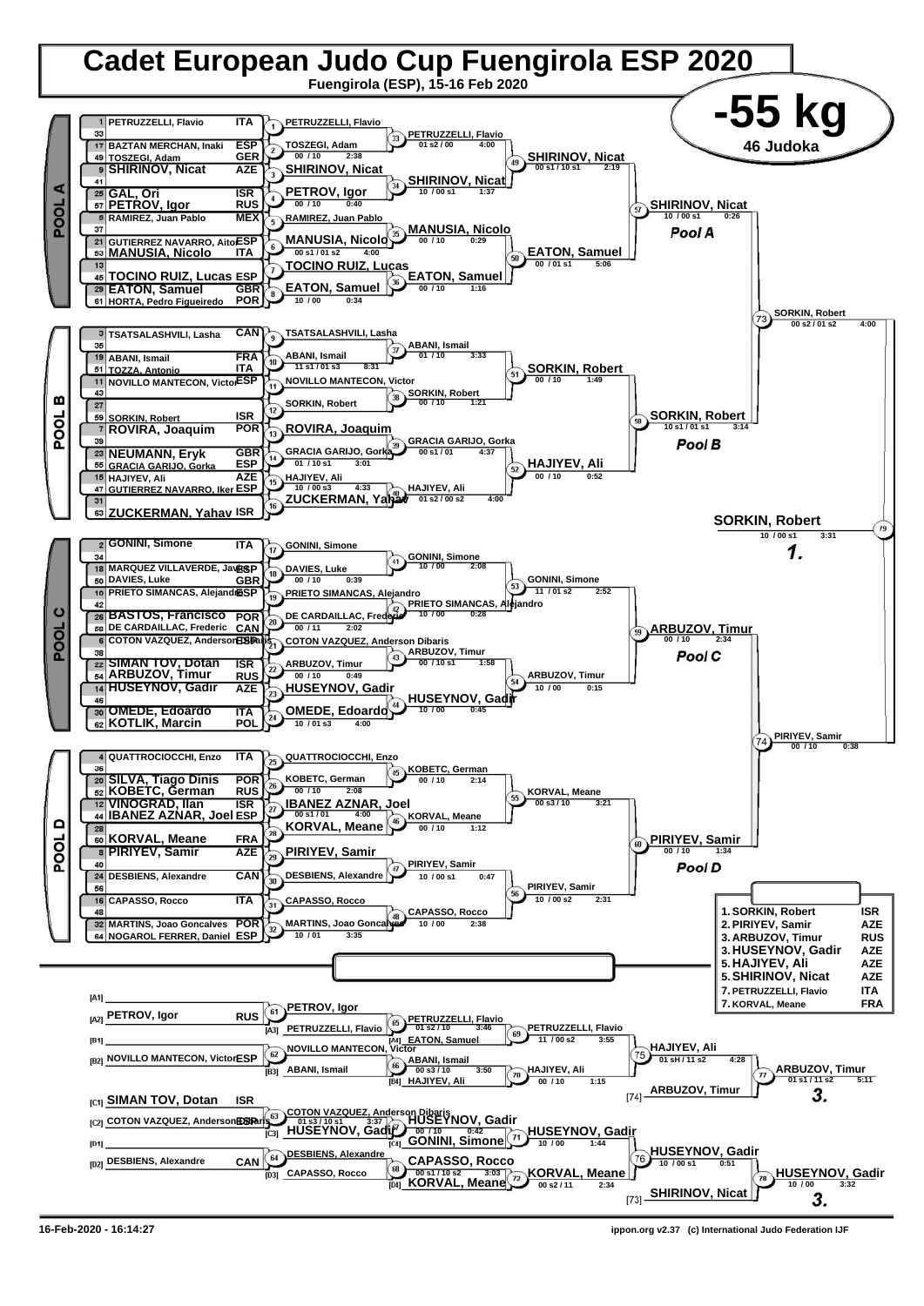# Cadet European Judo Cup Fuengirola ESP 2020

**Fuengirola (ESP), 15-16 Feb 2020**

## -55 kg

**46 Judoka**

### POOL A

| Seed | Name | Nation |
|---|---|---|
| 1 | PETRUZZELLI, Flavio | ITA |
| 33 | | |
| 17 | BAZTAN MERCHAN, Inaki | ESP |
| 49 | TOSZEGI, Adam | GER |
| 9 | SHIRINOV, Nicat | AZE |
| 41 | | |
| 25 | GAL, Ori | ISR |
| 57 | PETROV, Igor | RUS |
| 5 | RAMIREZ, Juan Pablo | MEX |
| 37 | | |
| 21 | GUTIERREZ NAVARRO, Aitor | ESP |
| 53 | MANUSIA, Nicolo | ITA |
| 13 | | |
| 45 | TOCINO RUIZ, Lucas | ESP |
| 29 | EATON, Samuel | GBR |
| 61 | HORTA, Pedro Figueiredo | POR |

- 1: PETRUZZELLI, Flavio
- 2: TOSZEGI, Adam — 00 / 10 — 2:38
- 3: SHIRINOV, Nicat
- 4: PETROV, Igor — 00 / 10 — 0:40
- 5: RAMIREZ, Juan Pablo
- 6: MANUSIA, Nicolo — 00 s1 / 01 s2 — 4:00
- 7: TOCINO RUIZ, Lucas
- 8: EATON, Samuel — 10 / 00 — 0:34
- 33: PETRUZZELLI, Flavio — 01 s2 / 00 — 4:00
- 34: SHIRINOV, Nicat — 10 / 00 s1 — 1:37
- 35: MANUSIA, Nicolo — 00 / 10 — 0:29
- 36: EATON, Samuel — 00 / 10 — 1:16
- 49: SHIRINOV, Nicat — 00 s1 / 10 s1 — 2:19
- 50: EATON, Samuel — 00 / 01 s1 — 5:06
- 57: SHIRINOV, Nicat — 10 / 00 s1 — 0:26 — **Pool A**

### POOL B

| Seed | Name | Nation |
|---|---|---|
| 3 | TSATSALASHVILI, Lasha | CAN |
| 35 | | |
| 19 | ABANI, Ismail | FRA |
| 51 | TOZZA, Antonio | ITA |
| 11 | NOVILLO MANTECON, Victor | ESP |
| 43 | | |
| 27 | | |
| 59 | SORKIN, Robert | ISR |
| 7 | ROVIRA, Joaquim | POR |
| 39 | | |
| 23 | NEUMANN, Eryk | GBR |
| 55 | GRACIA GARIJO, Gorka | ESP |
| 15 | HAJIYEV, Ali | AZE |
| 47 | GUTIERREZ NAVARRO, Iker | ESP |
| 31 | | |
| 63 | ZUCKERMAN, Yahav | ISR |

- 9: TSATSALASHVILI, Lasha
- 10: ABANI, Ismail — 11 s1 / 01 s3 — 8:31
- 11: NOVILLO MANTECON, Victor
- 12: SORKIN, Robert
- 13: ROVIRA, Joaquim
- 14: GRACIA GARIJO, Gorka — 01 / 10 s1 — 3:01
- 15: HAJIYEV, Ali — 10 / 00 s3 — 4:33
- 16: ZUCKERMAN, Yahav
- 37: ABANI, Ismail — 01 / 10 — 3:33
- 38: SORKIN, Robert — 00 / 10 — 1:21
- 39: GRACIA GARIJO, Gorka — 00 s1 / 01 — 4:37
- 40: HAJIYEV, Ali — 01 s2 / 00 s2 — 4:00
- 51: SORKIN, Robert — 00 / 10 — 1:49
- 52: HAJIYEV, Ali — 00 / 10 — 0:52
- 58: SORKIN, Robert — 10 s1 / 01 s1 — 3:14 — **Pool B**

- 73: SORKIN, Robert — 00 s2 / 01 s2 — 4:00
- 79: SORKIN, Robert — 10 / 00 s1 — 3:31 — **1.**

### POOL C

| Seed | Name | Nation |
|---|---|---|
| 2 | GONINI, Simone | ITA |
| 34 | | |
| 18 | MARQUEZ VILLAVERDE, Javier | ESP |
| 50 | DAVIES, Luke | GBR |
| 10 | PRIETO SIMANCAS, Alejandro | ESP |
| 42 | | |
| 26 | BASTOS, Francisco | POR |
| 58 | DE CARDAILLAC, Frederic | CAN |
| 6 | COTON VAZQUEZ, Anderson Dibaris | ESP |
| 38 | | |
| 22 | SIMAN TOV, Dotan | ISR |
| 54 | ARBUZOV, Timur | RUS |
| 14 | HUSEYNOV, Gadir | AZE |
| 46 | | |
| 30 | OMEDE, Edoardo | ITA |
| 62 | KOTLIK, Marcin | POL |

- 17: GONINI, Simone
- 18: DAVIES, Luke — 00 / 10 — 0:39
- 19: PRIETO SIMANCAS, Alejandro
- 20: DE CARDAILLAC, Frederic — 00 / 11 — 2:02
- 21: COTON VAZQUEZ, Anderson Dibaris
- 22: ARBUZOV, Timur — 00 / 10 — 0:49
- 23: HUSEYNOV, Gadir
- 24: OMEDE, Edoardo — 10 / 01 s3 — 4:00
- 41: GONINI, Simone — 10 / 00 — 2:08
- 42: PRIETO SIMANCAS, Alejandro — 10 / 00 — 0:28
- 43: ARBUZOV, Timur — 00 / 10 s1 — 1:58
- 44: HUSEYNOV, Gadir — 10 / 00 — 0:45
- 53: GONINI, Simone — 11 / 01 s2 — 2:52
- 54: ARBUZOV, Timur — 10 / 00 — 0:15
- 59: ARBUZOV, Timur — 00 / 10 — 2:34 — **Pool C**

### POOL D

| Seed | Name | Nation |
|---|---|---|
| 4 | QUATTROCIOCCHI, Enzo | ITA |
| 36 | | |
| 20 | SILVA, Tiago Dinis | POR |
| 52 | KOBETC, German | RUS |
| 12 | VINOGRAD, Ilan | ISR |
| 44 | IBANEZ AZNAR, Joel | ESP |
| 28 | | |
| 60 | KORVAL, Meane | FRA |
| 8 | PIRIYEV, Samir | AZE |
| 40 | | |
| 24 | DESBIENS, Alexandre | CAN |
| 56 | | |
| 16 | CAPASSO, Rocco | ITA |
| 48 | | |
| 32 | MARTINS, Joao Goncalves | POR |
| 64 | NOGAROL FERRER, Daniel | ESP |

- 25: QUATTROCIOCCHI, Enzo
- 26: KOBETC, German — 00 / 10 — 2:08
- 27: IBANEZ AZNAR, Joel — 00 s1 / 01 — 4:00
- 28: KORVAL, Meane
- 29: PIRIYEV, Samir
- 30: DESBIENS, Alexandre
- 31: CAPASSO, Rocco
- 32: MARTINS, Joao Goncalves — 10 / 01 — 3:35
- 45: KOBETC, German — 00 / 10 — 2:14
- 46: KORVAL, Meane — 00 / 10 — 1:12
- 47: PIRIYEV, Samir — 10 / 00 s1 — 0:47
- 48: CAPASSO, Rocco — 10 / 00 — 2:38
- 55: KORVAL, Meane — 00 s3 / 10 — 3:21
- 56: PIRIYEV, Samir — 10 / 00 s2 — 2:31
- 60: PIRIYEV, Samir — 00 / 10 — 1:34 — **Pool D**

- 74: PIRIYEV, Samir — 00 / 10 — 0:38

### Final Results

| Place | Name | Nation |
|---|---|---|
| 1. | SORKIN, Robert | ISR |
| 2. | PIRIYEV, Samir | AZE |
| 3. | ARBUZOV, Timur | RUS |
| 3. | HUSEYNOV, Gadir | AZE |
| 5. | HAJIYEV, Ali | AZE |
| 5. | SHIRINOV, Nicat | AZE |
| 7. | PETRUZZELLI, Flavio | ITA |
| 7. | KORVAL, Meane | FRA |

### Repechage

| Slot | Name | Nation |
|---|---|---|
| [A1] | | |
| [A2] | PETROV, Igor | RUS |
| [B1] | | |
| [B2] | NOVILLO MANTECON, Victor | ESP |
| [C1] | SIMAN TOV, Dotan | ISR |
| [C2] | COTON VAZQUEZ, Anderson Dibaris | ESP |
| [D1] | | |
| [D2] | DESBIENS, Alexandre | CAN |

- 61: PETROV, Igor
- 65: [A3] PETRUZZELLI, Flavio vs PETRUZZELLI, Flavio — 01 s2 / 10 — 3:46
- 69: [A4] EATON, Samuel — PETRUZZELLI, Flavio — 11 / 00 s2 — 3:55
- 62: NOVILLO MANTECON, Victor
- 66: [B3] ABANI, Ismail — ABANI, Ismail — 00 s3 / 10 — 3:50
- 70: [B4] HAJIYEV, Ali — HAJIYEV, Ali — 00 / 10 — 1:15
- 75: HAJIYEV, Ali — 01 sH / 11 s2 — 4:28
- 77: [74] ARBUZOV, Timur — ARBUZOV, Timur — 01 s1 / 11 s2 — 5:11 — **3.**
- 63: COTON VAZQUEZ, Anderson Dibaris — 01 s3 / 10 s1 — 3:37
- 67: [C3] HUSEYNOV, Gadir — HUSEYNOV, Gadir — 00 / 10 — 0:42
- 71: [C4] GONINI, Simone — HUSEYNOV, Gadir — 10 / 00 — 1:44
- 64: DESBIENS, Alexandre
- 68: [D3] CAPASSO, Rocco — CAPASSO, Rocco — 00 s1 / 10 s2 — 3:03
- 72: [D4] KORVAL, Meane — KORVAL, Meane — 00 s2 / 11 — 2:34
- 76: HUSEYNOV, Gadir — 10 / 00 s1 — 0:51
- 78: [73] SHIRINOV, Nicat — HUSEYNOV, Gadir — 10 / 00 — 3:32 — **3.**

16-Feb-2020 - 16:14:27 — ippon.org v2.37 (c) International Judo Federation IJF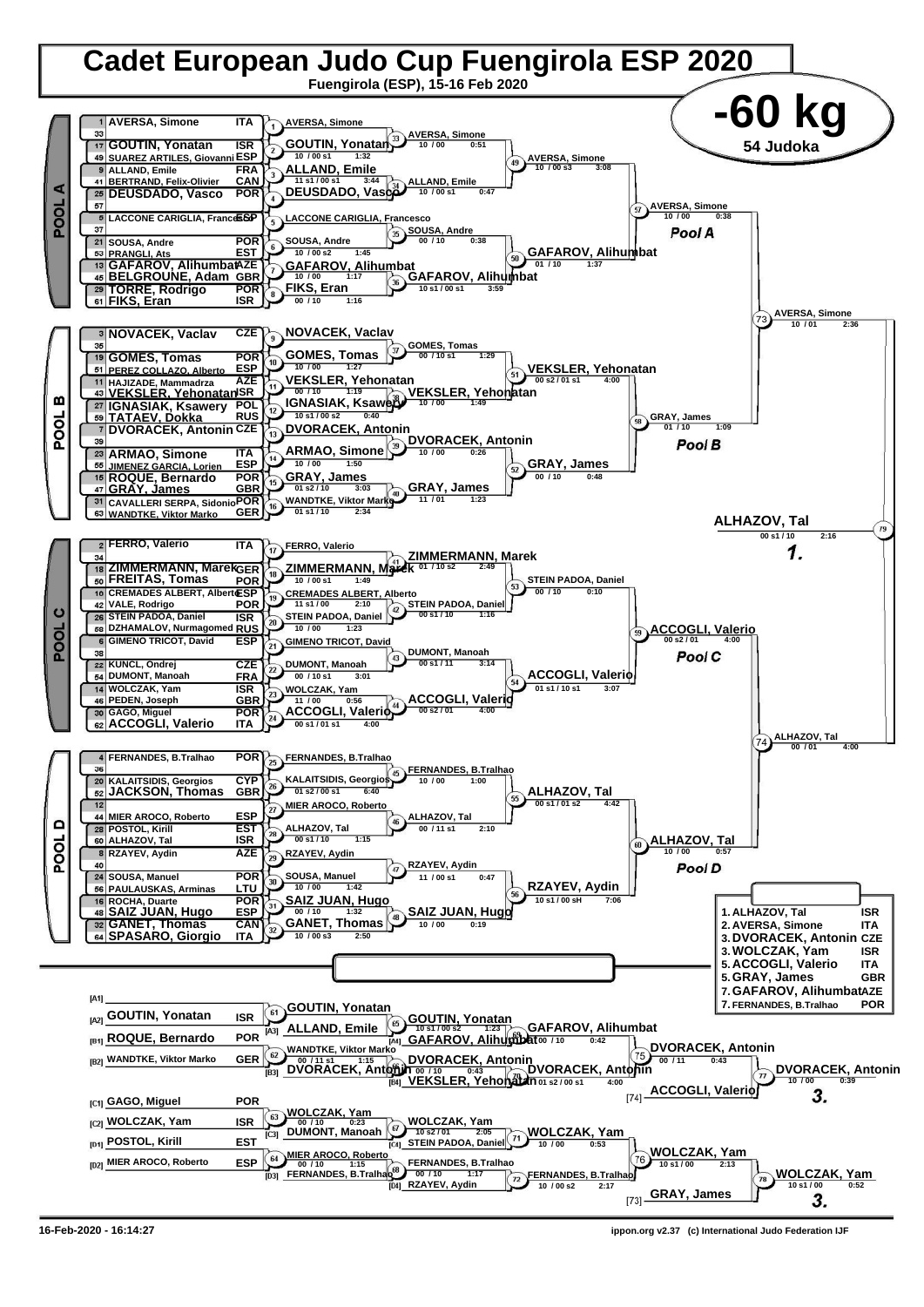# Cadet European Judo Cup Fuengirola ESP 2020

**Fuengirola (ESP), 15-16 Feb 2020**

## -60 kg

**54 Judoka**

### POOL A

| Seed | Name | Nation |
|---|---|---|
| 1 | AVERSA, Simone | ITA |
| 33 | | |
| 17 | GOUTIN, Yonatan | ISR |
| 49 | SUAREZ ARTILES, Giovanni | ESP |
| 9 | ALLAND, Emile | FRA |
| 41 | BERTRAND, Felix-Olivier | CAN |
| 25 | DEUSDADO, Vasco | POR |
| 57 | | |
| 5 | LACCONE CARIGLIA, Francesco | ESP |
| 37 | | |
| 21 | SOUSA, Andre | POR |
| 53 | PRANGLI, Ats | EST |
| 13 | GAFAROV, Alihumbat | AZE |
| 45 | BELGROUNE, Adam | GBR |
| 29 | TORRE, Rodrigo | POR |
| 61 | FIKS, Eran | ISR |

- 1: AVERSA, Simone
- 2: GOUTIN, Yonatan 10 / 00 s1 1:32
- 3: ALLAND, Emile 11 s1 / 00 s1 3:44
- 4: DEUSDADO, Vasco
- 5: LACCONE CARIGLIA, Francesco
- 6: SOUSA, Andre 10 / 00 s2 1:45
- 7: GAFAROV, Alihumbat 10 / 00 1:17
- 8: FIKS, Eran 00 / 10 1:16
- 33: AVERSA, Simone 10 / 00 0:51
- 34: ALLAND, Emile 10 / 00 s1 0:47
- 35: SOUSA, Andre 00 / 10 0:38
- 36: GAFAROV, Alihumbat 10 s1 / 00 s1 3:59
- 49: AVERSA, Simone 10 / 00 s3 3:08
- 50: GAFAROV, Alihumbat 01 / 10 1:37
- 57: AVERSA, Simone 10 / 00 0:38 — *Pool A*

### POOL B

| Seed | Name | Nation |
|---|---|---|
| 3 | NOVACEK, Vaclav | CZE |
| 35 | | |
| 19 | GOMES, Tomas | POR |
| 51 | PEREZ COLLAZO, Alberto | ESP |
| 11 | HAJIZADE, Mammadrza | AZE |
| 43 | VEKSLER, Yehonatan | ISR |
| 27 | IGNASIAK, Ksawery | POL |
| 59 | TATAEV, Dokka | RUS |
| 7 | DVORACEK, Antonin | CZE |
| 39 | | |
| 23 | ARMAO, Simone | ITA |
| 55 | JIMENEZ GARCIA, Lorien | ESP |
| 15 | ROQUE, Bernardo | POR |
| 47 | GRAY, James | GBR |
| 31 | CAVALLERI SERPA, Sidonio | POR |
| 63 | WANDTKE, Viktor Marko | GER |

- 9: NOVACEK, Vaclav
- 10: GOMES, Tomas 10 / 00 1:27
- 11: VEKSLER, Yehonatan 00 / 10 1:19
- 12: IGNASIAK, Ksawery 10 s1 / 00 s2 0:40
- 13: DVORACEK, Antonin
- 14: ARMAO, Simone 10 / 00 1:50
- 15: GRAY, James 01 s2 / 10 3:03
- 16: WANDTKE, Viktor Marko 01 s1 / 10 2:34
- 37: GOMES, Tomas 00 / 10 s1 1:29
- 38: VEKSLER, Yehonatan 10 / 00 1:49
- 39: DVORACEK, Antonin 10 / 00 0:26
- 40: GRAY, James 11 / 01 1:23
- 51: VEKSLER, Yehonatan 00 s2 / 01 s1 4:00
- 52: GRAY, James 00 / 10 0:48
- 58: GRAY, James 01 / 10 1:09 — *Pool B*

### POOL C

| Seed | Name | Nation |
|---|---|---|
| 2 | FERRO, Valerio | ITA |
| 34 | | |
| 18 | ZIMMERMANN, Marek | GER |
| 50 | FREITAS, Tomas | POR |
| 10 | CREMADES ALBERT, Alberto | ESP |
| 42 | VALE, Rodrigo | POR |
| 26 | STEIN PADOA, Daniel | ISR |
| 58 | DZHAMALOV, Nurmagomed | RUS |
| 6 | GIMENO TRICOT, David | ESP |
| 38 | | |
| 22 | KUNCL, Ondrej | CZE |
| 54 | DUMONT, Manoah | FRA |
| 14 | WOLCZAK, Yam | ISR |
| 46 | PEDEN, Joseph | GBR |
| 30 | GAGO, Miguel | POR |
| 62 | ACCOGLI, Valerio | ITA |

- 17: FERRO, Valerio
- 18: ZIMMERMANN, Marek 10 / 00 s1 1:49
- 19: CREMADES ALBERT, Alberto 11 s1 / 00 2:10
- 20: STEIN PADOA, Daniel 10 / 00 1:23
- 21: GIMENO TRICOT, David
- 22: DUMONT, Manoah 00 / 10 s1 3:01
- 23: WOLCZAK, Yam 11 / 00 0:56
- 24: ACCOGLI, Valerio 00 s1 / 01 s1 4:00
- 41: ZIMMERMANN, Marek 01 / 10 s2 2:49
- 42: STEIN PADOA, Daniel 00 s1 / 10 1:16
- 43: DUMONT, Manoah 00 s1 / 11 3:14
- 44: ACCOGLI, Valerio 00 s2 / 01 4:00
- 53: STEIN PADOA, Daniel 00 / 10 0:10
- 54: ACCOGLI, Valerio 01 s1 / 10 s1 3:07
- 59: ACCOGLI, Valerio 00 s2 / 01 4:00 — *Pool C*

### POOL D

| Seed | Name | Nation |
|---|---|---|
| 4 | FERNANDES, B.Tralhao | POR |
| 36 | | |
| 20 | KALAITSIDIS, Georgios | CYP |
| 52 | JACKSON, Thomas | GBR |
| 12 | | |
| 44 | MIER AROCO, Roberto | ESP |
| 28 | POSTOL, Kirill | EST |
| 60 | ALHAZOV, Tal | ISR |
| 8 | RZAYEV, Aydin | AZE |
| 40 | | |
| 24 | SOUSA, Manuel | POR |
| 56 | PAULAUSKAS, Arminas | LTU |
| 16 | ROCHA, Duarte | POR |
| 48 | SAIZ JUAN, Hugo | ESP |
| 32 | GANET, Thomas | CAN |
| 64 | SPASARO, Giorgio | ITA |

- 25: FERNANDES, B.Tralhao
- 26: KALAITSIDIS, Georgios 01 s2 / 00 s1 6:40
- 27: MIER AROCO, Roberto
- 28: ALHAZOV, Tal 00 s1 / 10 1:15
- 29: RZAYEV, Aydin
- 30: SOUSA, Manuel 10 / 00 1:42
- 31: SAIZ JUAN, Hugo 00 / 10 1:32
- 32: GANET, Thomas 10 / 00 s3 2:50
- 45: FERNANDES, B.Tralhao 10 / 00 1:00
- 46: ALHAZOV, Tal 00 / 11 s1 2:10
- 47: RZAYEV, Aydin 11 / 00 s1 0:47
- 48: SAIZ JUAN, Hugo 10 / 00 0:19
- 55: ALHAZOV, Tal 00 s1 / 01 s2 4:42
- 56: RZAYEV, Aydin 10 s1 / 00 sH 7:06
- 60: ALHAZOV, Tal 10 / 00 0:57 — *Pool D*

### Semi-finals and Final

- 73: AVERSA, Simone 10 / 01 2:36
- 74: ALHAZOV, Tal 00 / 01 4:00
- 79: ALHAZOV, Tal 00 s1 / 10 2:16 — **1.**

### Repechage

- [A1]
- [A2] GOUTIN, Yonatan ISR
- [B1] ROQUE, Bernardo POR
- [B2] WANDTKE, Viktor Marko GER
- [C1] GAGO, Miguel POR
- [C2] WOLCZAK, Yam ISR
- [D1] POSTOL, Kirill EST
- [D2] MIER AROCO, Roberto ESP

- 61: GOUTIN, Yonatan
- [A3] ALLAND, Emile
- 62: DVORACEK, Antonin 00 / 11 s1 1:15 (WANDTKE, Viktor Marko)
- [B3] DVORACEK, Antonin
- 65: GOUTIN, Yonatan 10 s1 / 00 s2 1:23
- [A4] GAFAROV, Alihumbat
- 66: DVORACEK, Antonin 00 / 10 0:43
- [B4] VEKSLER, Yehonatan
- 69: GAFAROV, Alihumbat 00 / 10 0:42
- 70: DVORACEK, Antonin 01 s2 / 00 s1 4:00
- 75: DVORACEK, Antonin 00 / 11 0:43
- [74] ACCOGLI, Valerio
- 77: DVORACEK, Antonin 10 / 00 0:39 — **3.**

- 63: WOLCZAK, Yam 00 / 10 0:23
- [C3] DUMONT, Manoah
- 64: MIER AROCO, Roberto 00 / 10 1:15
- [D3] FERNANDES, B.Tralhao
- 67: WOLCZAK, Yam 10 s2 / 01 2:05
- [C4] STEIN PADOA, Daniel
- 68: FERNANDES, B.Tralhao 00 / 10 1:17
- [D4] RZAYEV, Aydin
- 71: WOLCZAK, Yam 10 / 00 0:53
- 72: FERNANDES, B.Tralhao 10 / 00 s2 2:17
- 76: WOLCZAK, Yam 10 s1 / 00 2:13
- [73] GRAY, James
- 78: WOLCZAK, Yam 10 s1 / 00 0:52 — **3.**

### Final Ranking

| Rank | Name | Nation |
|---|---|---|
| 1. | ALHAZOV, Tal | ISR |
| 2. | AVERSA, Simone | ITA |
| 3. | DVORACEK, Antonin | CZE |
| 3. | WOLCZAK, Yam | ISR |
| 5. | ACCOGLI, Valerio | ITA |
| 5. | GRAY, James | GBR |
| 7. | GAFAROV, Alihumbat | AZE |
| 7. | FERNANDES, B.Tralhao | POR |

16-Feb-2020 - 16:14:27 ippon.org v2.37 (c) International Judo Federation IJF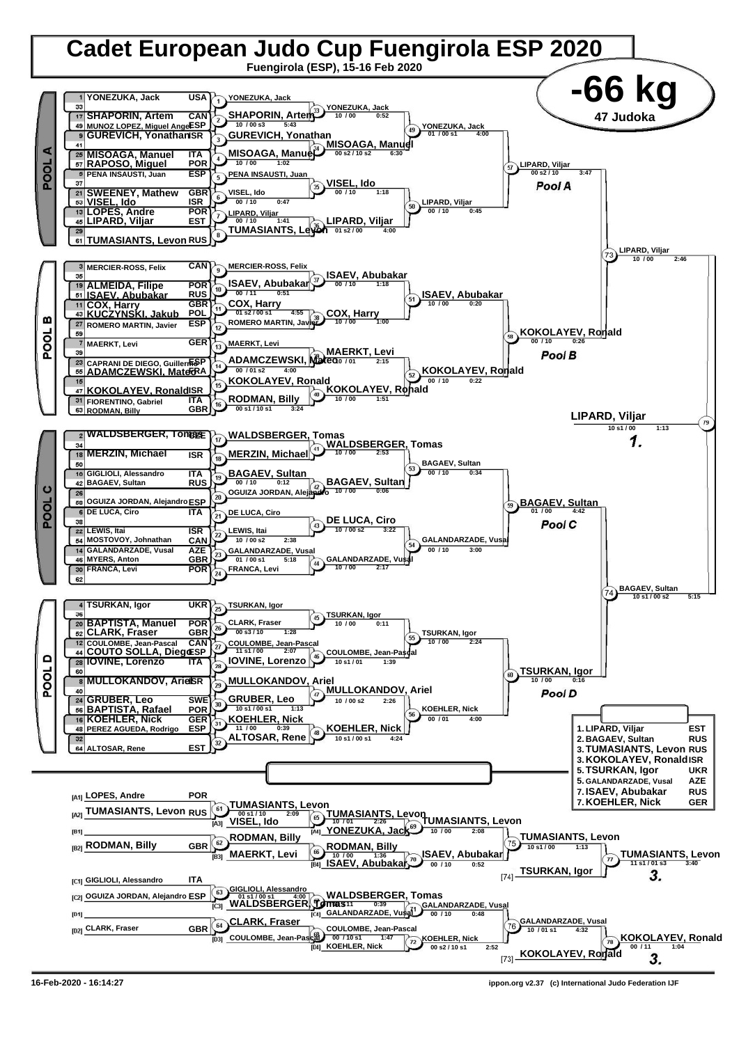# Cadet European Judo Cup Fuengirola ESP 2020

Fuengirola (ESP), 15-16 Feb 2020

## -66 kg

47 Judoka

### POOL A

| Seed | Name | Nation |
|---|---|---|
| 1 | YONEZUKA, Jack | USA |
| 33 | | |
| 17 | SHAPORIN, Artem | CAN |
| 49 | MUNOZ LOPEZ, Miguel Angel | ESP |
| 9 | GUREVICH, Yonathan | ISR |
| 41 | | |
| 25 | MISOAGA, Manuel | ITA |
| 57 | RAPOSO, Miguel | POR |
| 5 | PENA INSAUSTI, Juan | ESP |
| 37 | | |
| 21 | SWEENEY, Mathew | GBR |
| 53 | VISEL, Ido | ISR |
| 13 | LOPES, Andre | POR |
| 45 | LIPARD, Viljar | EST |
| 29 | | |
| 61 | TUMASIANTS, Levon | RUS |

- 1: YONEZUKA, Jack
- 2: SHAPORIN, Artem 10 / 00 s3 5:43
- 3: GUREVICH, Yonathan
- 4: MISOAGA, Manuel 10 / 00 1:02
- 5: PENA INSAUSTI, Juan
- 6: VISEL, Ido 00 / 10 0:47
- 7: LIPARD, Viljar 00 / 10 1:41
- 8: TUMASIANTS, Levon
- 33: YONEZUKA, Jack 10 / 00 0:52
- 34: MISOAGA, Manuel 00 s2 / 10 s2 6:30
- 35: VISEL, Ido 00 / 10 1:18
- 36: LIPARD, Viljar 01 s2 / 00 4:00
- 49: YONEZUKA, Jack 01 / 00 s1 4:00
- 50: LIPARD, Viljar 00 / 10 0:45
- 57: LIPARD, Viljar 00 s2 / 10 3:47 — Pool A

### POOL B

| Seed | Name | Nation |
|---|---|---|
| 3 | MERCIER-ROSS, Felix | CAN |
| 35 | | |
| 19 | ALMEIDA, Filipe | POR |
| 51 | ISAEV, Abubakar | RUS |
| 11 | COX, Harry | GBR |
| 43 | KUCZYNSKI, Jakub | POL |
| 27 | ROMERO MARTIN, Javier | ESP |
| 59 | | |
| 7 | MAERKT, Levi | GER |
| 39 | | |
| 23 | CAPRANI DE DIEGO, Guillermo | ESP |
| 55 | ADAMCZEWSKI, Mateo | FRA |
| 15 | | |
| 47 | KOKOLAYEV, Ronald | ISR |
| 31 | FIORENTINO, Gabriel | ITA |
| 63 | RODMAN, Billy | GBR |

- 9: MERCIER-ROSS, Felix
- 10: ISAEV, Abubakar 00 / 11 0:51
- 11: COX, Harry 01 s2 / 00 s1 4:55
- 12: ROMERO MARTIN, Javier
- 13: MAERKT, Levi
- 14: ADAMCZEWSKI, Mateo 00 / 01 s2 4:00
- 15: KOKOLAYEV, Ronald
- 16: RODMAN, Billy 00 s1 / 10 s1 3:24
- 37: ISAEV, Abubakar 00 / 10 1:18
- 38: COX, Harry 10 / 00 1:00
- 39: MAERKT, Levi 10 / 01 2:15
- 40: KOKOLAYEV, Ronald 10 / 00 1:51
- 51: ISAEV, Abubakar 10 / 00 0:20
- 52: KOKOLAYEV, Ronald 00 / 10 0:22
- 58: KOKOLAYEV, Ronald 00 / 10 0:26 — Pool B

### POOL C

| Seed | Name | Nation |
|---|---|---|
| 2 | WALDSBERGER, Tomas | GER |
| 34 | | |
| 18 | MERZIN, Michael | ISR |
| 50 | | |
| 10 | GIGLIOLI, Alessandro | ITA |
| 42 | BAGAEV, Sultan | RUS |
| 26 | | |
| 58 | OGUIZA JORDAN, Alejandro | ESP |
| 6 | DE LUCA, Ciro | ITA |
| 38 | | |
| 22 | LEWIS, Itai | ISR |
| 54 | MOSTOVOY, Johnathan | CAN |
| 14 | GALANDARZADE, Vusal | AZE |
| 46 | MYERS, Anton | GBR |
| 30 | FRANCA, Levi | POR |
| 62 | | |

- 17: WALDSBERGER, Tomas
- 18: MERZIN, Michael
- 19: BAGAEV, Sultan 00 / 10 0:12
- 20: OGUIZA JORDAN, Alejandro
- 21: DE LUCA, Ciro
- 22: LEWIS, Itai 10 / 00 s2 2:38
- 23: GALANDARZADE, Vusal 01 / 00 s1 5:18
- 24: FRANCA, Levi
- 41: WALDSBERGER, Tomas 10 / 00 2:53
- 42: BAGAEV, Sultan 10 / 00 0:06
- 43: DE LUCA, Ciro 10 / 00 s2 3:22
- 44: GALANDARZADE, Vusal 10 / 00 2:17
- 53: BAGAEV, Sultan 00 / 10 0:34
- 54: GALANDARZADE, Vusal 00 / 10 3:00
- 59: BAGAEV, Sultan 01 / 00 4:42 — Pool C

### POOL D

| Seed | Name | Nation |
|---|---|---|
| 4 | TSURKAN, Igor | UKR |
| 36 | | |
| 20 | BAPTISTA, Manuel | POR |
| 52 | CLARK, Fraser | GBR |
| 12 | COULOMBE, Jean-Pascal | CAN |
| 44 | COUTO SOLLA, Diego | ESP |
| 28 | IOVINE, Lorenzo | ITA |
| 60 | | |
| 8 | MULLOKANDOV, Ariel | ISR |
| 40 | | |
| 24 | GRUBER, Leo | SWE |
| 56 | BAPTISTA, Rafael | POR |
| 16 | KOEHLER, Nick | GER |
| 48 | PEREZ AGUEDA, Rodrigo | ESP |
| 32 | | |
| 64 | ALTOSAR, Rene | EST |

- 25: TSURKAN, Igor
- 26: CLARK, Fraser 00 s3 / 10 1:28
- 27: COULOMBE, Jean-Pascal 11 s1 / 00 2:07
- 28: IOVINE, Lorenzo
- 29: MULLOKANDOV, Ariel
- 30: GRUBER, Leo 10 s1 / 00 s1 1:13
- 31: KOEHLER, Nick 11 / 00 0:39
- 32: ALTOSAR, Rene
- 45: TSURKAN, Igor 10 / 00 0:11
- 46: COULOMBE, Jean-Pascal 10 s1 / 01 1:39
- 47: MULLOKANDOV, Ariel 10 / 00 s2 2:26
- 48: KOEHLER, Nick 10 s1 / 00 s1 4:24
- 55: TSURKAN, Igor 10 / 00 2:24
- 56: KOEHLER, Nick 00 / 01 4:00
- 60: TSURKAN, Igor 10 / 00 0:16 — Pool D

### Semi-finals and Final

- 73: LIPARD, Viljar 10 / 00 2:46
- 74: BAGAEV, Sultan 10 s1 / 00 s2 5:15
- 79: LIPARD, Viljar 10 s1 / 00 1:13 — **1.**

### Repechage

| Pos | Name | Nation |
|---|---|---|
| [A1] | LOPES, Andre | POR |
| [A2] | TUMASIANTS, Levon | RUS |
| [B1] | | |
| [B2] | RODMAN, Billy | GBR |
| [C1] | GIGLIOLI, Alessandro | ITA |
| [C2] | OGUIZA JORDAN, Alejandro | ESP |
| [D1] | | |
| [D2] | CLARK, Fraser | GBR |

- 61: TUMASIANTS, Levon 00 s1 / 10 2:09 — [A3] VISEL, Ido
- 62: RODMAN, Billy — [B3] MAERKT, Levi
- 63: GIGLIOLI, Alessandro 01 s1 / 00 s1 4:00 — [C3] WALDSBERGER, Tomas
- 64: CLARK, Fraser — [D3] COULOMBE, Jean-Pascal
- 65: TUMASIANTS, Levon 10 / 01 2:26 — [A4] YONEZUKA, Jack
- 66: RODMAN, Billy 10 / 00 1:36 — [B4] ISAEV, Abubakar
- 67: WALDSBERGER, Tomas 00 / 11 0:39 — [C4] GALANDARZADE, Vusal
- 68: COULOMBE, Jean-Pascal 00 / 10 s1 1:47 — [D4] KOEHLER, Nick
- 69: TUMASIANTS, Levon 10 / 00 2:08
- 70: ISAEV, Abubakar 00 / 10 0:52
- 71: GALANDARZADE, Vusal 00 / 10 0:48
- 72: KOEHLER, Nick 00 s2 / 10 s1 2:52
- 75: TUMASIANTS, Levon 10 s1 / 00 1:13 — [74] TSURKAN, Igor
- 76: GALANDARZADE, Vusal 10 / 01 s1 4:32 — [73] KOKOLAYEV, Ronald
- 77: TUMASIANTS, Levon 11 s1 / 01 s3 3:40 — **3.**
- 78: KOKOLAYEV, Ronald 00 / 11 1:04 — **3.**

### Final Ranking

| Rank | Name | Nation |
|---|---|---|
| 1. | LIPARD, Viljar | EST |
| 2. | BAGAEV, Sultan | RUS |
| 3. | TUMASIANTS, Levon | RUS |
| 3. | KOKOLAYEV, Ronald | ISR |
| 5. | TSURKAN, Igor | UKR |
| 5. | GALANDARZADE, Vusal | AZE |
| 7. | ISAEV, Abubakar | RUS |
| 7. | KOEHLER, Nick | GER |

16-Feb-2020 - 16:14:27

ippon.org v2.37 (c) International Judo Federation IJF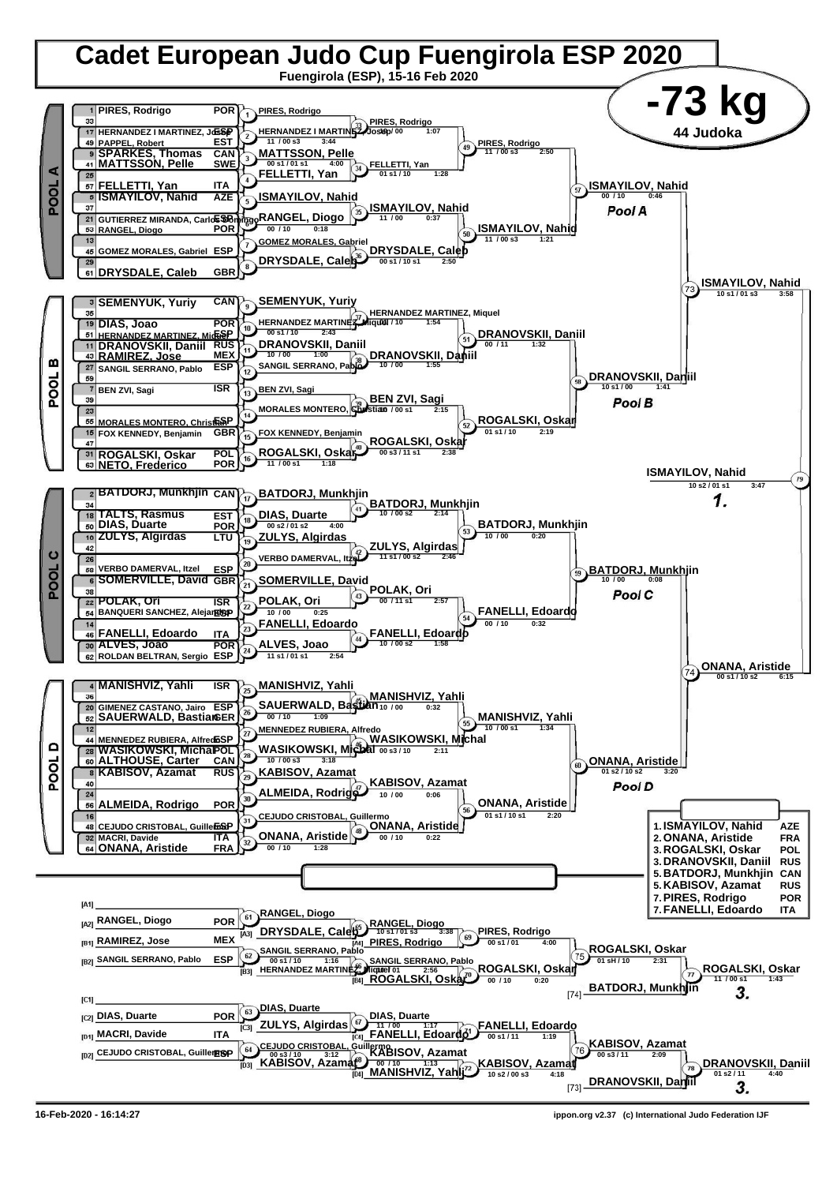# Cadet European Judo Cup Fuengirola ESP 2020

Fuengirola (ESP), 15-16 Feb 2020

## -73 kg

44 Judoka

### POOL A

| Seed | Name | Country |
|---|---|---|
| 1 | PIRES, Rodrigo | POR |
| 33 | | |
| 17 | HERNANDEZ I MARTINEZ, Josep | ESP |
| 49 | PAPPEL, Robert | EST |
| 9 | SPARKES, Thomas | CAN |
| 41 | MATTSSON, Pelle | SWE |
| 25 | | |
| 57 | FELLETTI, Yan | ITA |
| 5 | ISMAYILOV, Nahid | AZE |
| 37 | | |
| 21 | GUTIERREZ MIRANDA, Carlos Domingo | ESP |
| 53 | RANGEL, Diogo | POR |
| 13 | | |
| 45 | GOMEZ MORALES, Gabriel | ESP |
| 29 | | |
| 61 | DRYSDALE, Caleb | GBR |

- 1: PIRES, Rodrigo
- 2: HERNANDEZ I MARTINEZ, Josep — 11 / 00 s3 — 3:44
- 3: MATTSSON, Pelle — 00 s1 / 01 s1 — 4:00
- 4: FELLETTI, Yan
- 5: ISMAYILOV, Nahid
- 6: RANGEL, Diogo — 00 / 10 — 0:18
- 7: GOMEZ MORALES, Gabriel
- 8: DRYSDALE, Caleb
- 33: PIRES, Rodrigo — 10 / 00 — 1:07
- 34: FELLETTI, Yan — 01 s1 / 10 — 1:28
- 35: ISMAYILOV, Nahid — 11 / 00 — 0:37
- 36: DRYSDALE, Caleb — 00 s1 / 10 s1 — 2:50
- 49: PIRES, Rodrigo — 11 / 00 s3 — 2:50
- 50: ISMAYILOV, Nahid — 11 / 00 s3 — 1:21
- 57: ISMAYILOV, Nahid — 00 / 10 — 0:46 — Pool A

### POOL B

| Seed | Name | Country |
|---|---|---|
| 3 | SEMENYUK, Yuriy | CAN |
| 35 | | |
| 19 | DIAS, Joao | POR |
| 51 | HERNANDEZ MARTINEZ, Miquel | ESP |
| 11 | DRANOVSKII, Daniil | RUS |
| 43 | RAMIREZ, Jose | MEX |
| 27 | SANGIL SERRANO, Pablo | ESP |
| 59 | | |
| 7 | BEN ZVI, Sagi | ISR |
| 39 | | |
| 23 | | |
| 55 | MORALES MONTERO, Christian | ESP |
| 15 | FOX KENNEDY, Benjamin | GBR |
| 47 | | |
| 31 | ROGALSKI, Oskar | POL |
| 63 | NETO, Frederico | POR |

- 9: SEMENYUK, Yuriy
- 10: HERNANDEZ MARTINEZ, Miquel — 00 s1 / 10 — 2:43
- 11: DRANOVSKII, Daniil — 10 / 00 — 1:00
- 12: SANGIL SERRANO, Pablo
- 13: BEN ZVI, Sagi
- 14: MORALES MONTERO, Christian
- 15: FOX KENNEDY, Benjamin
- 16: ROGALSKI, Oskar — 11 / 00 s1 — 1:18
- 37: HERNANDEZ MARTINEZ, Miquel — 00 / 10 — 1:54
- 38: DRANOVSKII, Daniil — 10 / 00 — 1:55
- 39: BEN ZVI, Sagi — 10 / 00 s1 — 2:15
- 40: ROGALSKI, Oskar — 00 s3 / 11 s1 — 2:38
- 51: DRANOVSKII, Daniil — 00 / 11 — 1:32
- 52: ROGALSKI, Oskar — 01 s1 / 10 — 2:19
- 58: DRANOVSKII, Daniil — 10 s1 / 00 — 1:41 — Pool B
- 73: ISMAYILOV, Nahid — 10 s1 / 01 s3 — 3:58

### POOL C

| Seed | Name | Country |
|---|---|---|
| 2 | BATDORJ, Munkhjin | CAN |
| 34 | | |
| 18 | TALTS, Rasmus | EST |
| 50 | DIAS, Duarte | POR |
| 10 | ZULYS, Algirdas | LTU |
| 42 | | |
| 26 | | |
| 58 | VERBO DAMERVAL, Itzel | ESP |
| 6 | SOMERVILLE, David | GBR |
| 38 | | |
| 22 | POLAK, Ori | ISR |
| 54 | BANQUERI SANCHEZ, Alejandro | ESP |
| 14 | | |
| 46 | FANELLI, Edoardo | ITA |
| 30 | ALVES, Joao | POR |
| 62 | ROLDAN BELTRAN, Sergio | ESP |

- 17: BATDORJ, Munkhjin
- 18: DIAS, Duarte — 00 s2 / 01 s2 — 4:00
- 19: ZULYS, Algirdas
- 20: VERBO DAMERVAL, Itzel
- 21: SOMERVILLE, David
- 22: POLAK, Ori — 10 / 00 — 0:25
- 23: FANELLI, Edoardo
- 24: ALVES, Joao — 11 s1 / 01 s1 — 2:54
- 41: BATDORJ, Munkhjin — 10 / 00 s2 — 2:14
- 42: ZULYS, Algirdas — 11 s1 / 00 s2 — 2:46
- 43: POLAK, Ori — 00 / 11 s1 — 2:57
- 44: FANELLI, Edoardo — 10 / 00 s2 — 1:58
- 53: BATDORJ, Munkhjin — 10 / 00 — 0:20
- 54: FANELLI, Edoardo — 00 / 10 — 0:32
- 59: BATDORJ, Munkhjin — 10 / 00 — 0:08 — Pool C

### POOL D

| Seed | Name | Country |
|---|---|---|
| 4 | MANISHVIZ, Yahli | ISR |
| 36 | | |
| 20 | GIMENEZ CASTANO, Jairo | ESP |
| 52 | SAUERWALD, Bastian | GER |
| 12 | | |
| 44 | MENNEDEZ RUBIERA, Alfredo | ESP |
| 28 | WASIKOWSKI, Michal | POL |
| 60 | ALTHOUSE, Carter | CAN |
| 8 | KABISOV, Azamat | RUS |
| 40 | | |
| 24 | | |
| 56 | ALMEIDA, Rodrigo | POR |
| 16 | | |
| 48 | CEJUDO CRISTOBAL, Guillermo | ESP |
| 32 | MACRI, Davide | ITA |
| 64 | ONANA, Aristide | FRA |

- 25: MANISHVIZ, Yahli
- 26: SAUERWALD, Bastian — 00 / 10 — 1:09
- 27: MENNEDEZ RUBIERA, Alfredo
- 28: WASIKOWSKI, Michal — 10 / 00 s3 — 3:18
- 29: KABISOV, Azamat
- 30: ALMEIDA, Rodrigo
- 31: CEJUDO CRISTOBAL, Guillermo
- 32: ONANA, Aristide — 00 / 10 — 1:28
- 45: MANISHVIZ, Yahli — 10 / 00 — 0:32
- 46: WASIKOWSKI, Michal — 00 s3 / 10 — 2:11
- 47: KABISOV, Azamat — 10 / 00 — 0:06
- 48: ONANA, Aristide — 00 / 10 — 0:22
- 55: MANISHVIZ, Yahli — 10 / 00 s1 — 1:34
- 56: ONANA, Aristide — 01 s1 / 10 s1 — 2:20
- 60: ONANA, Aristide — 01 s2 / 10 s2 — 3:20 — Pool D
- 74: ONANA, Aristide — 00 s1 / 10 s2 — 6:15

### Final

- 79: ISMAYILOV, Nahid — 10 s2 / 01 s1 — 3:47 — **1.**

### Repechage

| Pos | Name | Country |
|---|---|---|
| [A1] | | |
| [A2] | RANGEL, Diogo | POR |
| [B1] | RAMIREZ, Jose | MEX |
| [B2] | SANGIL SERRANO, Pablo | ESP |
| [C1] | | |
| [C2] | DIAS, Duarte | POR |
| [D1] | MACRI, Davide | ITA |
| [D2] | CEJUDO CRISTOBAL, Guillermo | ESP |

- 61: RANGEL, Diogo
- 62: SANGIL SERRANO, Pablo — 00 s1 / 10 — 1:16
- 63: DIAS, Duarte
- 64: CEJUDO CRISTOBAL, Guillermo — 00 s3 / 10 — 3:12
- 65: RANGEL, Diogo (vs [A3] DRYSDALE, Caleb) — 10 s1 / 01 s3 — 3:38
- 66: SANGIL SERRANO, Pablo (vs [B3] HERNANDEZ MARTINEZ, Miquel) — 10 / 01 — 2:56
- 67: DIAS, Duarte (vs [C3] ZULYS, Algirdas) — 11 / 00 — 1:17
- 68: KABISOV, Azamat (vs [D3] CEJUDO CRISTOBAL, Guillermo) — 00 / 10 — 1:13
- 69: PIRES, Rodrigo (vs [A4] PIRES, Rodrigo / RANGEL, Diogo) — 00 s1 / 01 — 4:00
- 70: ROGALSKI, Oskar (vs [B4] ROGALSKI, Oskar / SANGIL SERRANO, Pablo) — 00 / 10 — 0:20
- 71: FANELLI, Edoardo (vs [C4] FANELLI, Edoardo / DIAS, Duarte) — 00 s1 / 11 — 1:19
- 72: KABISOV, Azamat (vs [D4] MANISHVIZ, Yahli) — 10 s2 / 00 s3 — 4:18
- 75: ROGALSKI, Oskar — 01 sH / 10 — 2:31
- 76: KABISOV, Azamat — 00 s3 / 11 — 2:09
- 77: ROGALSKI, Oskar (vs [74] BATDORJ, Munkhjin) — 11 / 00 s1 — 1:43 — **3.**
- 78: DRANOVSKII, Daniil (vs [73] DRANOVSKII, Daniil / KABISOV, Azamat) — 01 s2 / 11 — 4:40 — **3.**

### Final Ranking

| Place | Name | Country |
|---|---|---|
| 1. | ISMAYILOV, Nahid | AZE |
| 2. | ONANA, Aristide | FRA |
| 3. | ROGALSKI, Oskar | POL |
| 3. | DRANOVSKII, Daniil | RUS |
| 5. | BATDORJ, Munkhjin | CAN |
| 5. | KABISOV, Azamat | RUS |
| 7. | PIRES, Rodrigo | POR |
| 7. | FANELLI, Edoardo | ITA |

16-Feb-2020 - 16:14:27 — ippon.org v2.37 (c) International Judo Federation IJF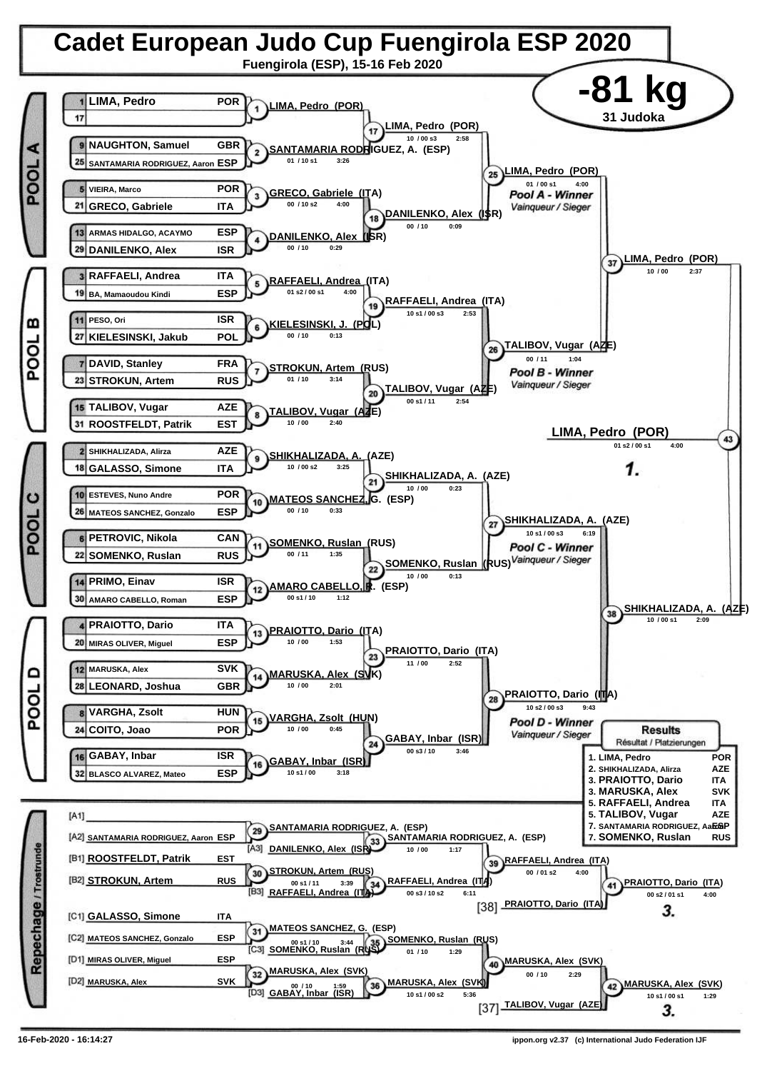# Cadet European Judo Cup Fuengirola ESP 2020

**Fuengirola (ESP), 15-16 Feb 2020**

# -81 kg

**31 Judoka**

## POOL A

| Seed | Name | Country |
|---|---|---|
| 1 | LIMA, Pedro | POR |
| 17 | | |
| 9 | NAUGHTON, Samuel | GBR |
| 25 | SANTAMARIA RODRIGUEZ, Aaron | ESP |
| 5 | VIEIRA, Marco | POR |
| 21 | GRECO, Gabriele | ITA |
| 13 | ARMAS HIDALGO, ACAYMO | ESP |
| 29 | DANILENKO, Alex | ISR |

- (1) LIMA, Pedro (POR)
- (2) SANTAMARIA RODRIGUEZ, A. (ESP) — 01 / 10 s1 — 3:26
- (3) GRECO, Gabriele (ITA) — 00 / 10 s2 — 4:00
- (4) DANILENKO, Alex (ISR) — 00 / 10 — 0:29
- (17) LIMA, Pedro (POR) — 10 / 00 s3 — 2:58
- (18) DANILENKO, Alex (ISR) — 00 / 10 — 0:09
- (25) LIMA, Pedro (POR) — 01 / 00 s1 — 4:00 — *Pool A - Winner / Vainqueur / Sieger*

## POOL B

| Seed | Name | Country |
|---|---|---|
| 3 | RAFFAELI, Andrea | ITA |
| 19 | BA, Mamaoudou Kindi | ESP |
| 11 | PESO, Ori | ISR |
| 27 | KIELESINSKI, Jakub | POL |
| 7 | DAVID, Stanley | FRA |
| 23 | STROKUN, Artem | RUS |
| 15 | TALIBOV, Vugar | AZE |
| 31 | ROOSTFELDT, Patrik | EST |

- (5) RAFFAELI, Andrea (ITA) — 01 s2 / 00 s1 — 4:00
- (6) KIELESINSKI, J. (POL) — 00 / 10 — 0:13
- (7) STROKUN, Artem (RUS) — 01 / 10 — 3:14
- (8) TALIBOV, Vugar (AZE) — 10 / 00 — 2:40
- (19) RAFFAELI, Andrea (ITA) — 10 s1 / 00 s3 — 2:53
- (20) TALIBOV, Vugar (AZE) — 00 s1 / 11 — 2:54
- (26) TALIBOV, Vugar (AZE) — 00 / 11 — 1:04 — *Pool B - Winner / Vainqueur / Sieger*

## POOL C

| Seed | Name | Country |
|---|---|---|
| 2 | SHIKHALIZADA, Alirza | AZE |
| 18 | GALASSO, Simone | ITA |
| 10 | ESTEVES, Nuno Andre | POR |
| 26 | MATEOS SANCHEZ, Gonzalo | ESP |
| 6 | PETROVIC, Nikola | CAN |
| 22 | SOMENKO, Ruslan | RUS |
| 14 | PRIMO, Einav | ISR |
| 30 | AMARO CABELLO, Roman | ESP |

- (9) SHIKHALIZADA, A. (AZE) — 10 / 00 s2 — 3:25
- (10) MATEOS SANCHEZ, G. (ESP) — 00 / 10 — 0:33
- (11) SOMENKO, Ruslan (RUS) — 00 / 11 — 1:35
- (12) AMARO CABELLO, R. (ESP) — 00 s1 / 10 — 1:12
- (21) SHIKHALIZADA, A. (AZE) — 10 / 00 — 0:23
- (22) SOMENKO, Ruslan (RUS) — 10 / 00 — 0:13
- (27) SHIKHALIZADA, A. (AZE) — 10 s1 / 00 s3 — 6:19 — *Pool C - Winner / Vainqueur / Sieger*

## POOL D

| Seed | Name | Country |
|---|---|---|
| 4 | PRAIOTTO, Dario | ITA |
| 20 | MIRAS OLIVER, Miguel | ESP |
| 12 | MARUSKA, Alex | SVK |
| 28 | LEONARD, Joshua | GBR |
| 8 | VARGHA, Zsolt | HUN |
| 24 | COITO, Joao | POR |
| 16 | GABAY, Inbar | ISR |
| 32 | BLASCO ALVAREZ, Mateo | ESP |

- (13) PRAIOTTO, Dario (ITA) — 10 / 00 — 1:53
- (14) MARUSKA, Alex (SVK) — 10 / 00 — 2:01
- (15) VARGHA, Zsolt (HUN) — 10 / 00 — 0:45
- (16) GABAY, Inbar (ISR) — 10 s1 / 00 — 3:18
- (23) PRAIOTTO, Dario (ITA) — 11 / 00 — 2:52
- (24) GABAY, Inbar (ISR) — 00 s3 / 10 — 3:46
- (28) PRAIOTTO, Dario (ITA) — 10 s2 / 00 s3 — 9:43 — *Pool D - Winner / Vainqueur / Sieger*

## Semi-finals and Final

- (37) LIMA, Pedro (POR) — 10 / 00 — 2:37
- (38) SHIKHALIZADA, A. (AZE) — 10 / 00 s1 — 2:09
- (43) LIMA, Pedro (POR) — 01 s2 / 00 s1 — 4:00 — **1.**

## Repechage / Trostrunde

- [A1]
- [A2] SANTAMARIA RODRIGUEZ, Aaron ESP
- [B1] ROOSTFELDT, Patrik EST
- [B2] STROKUN, Artem RUS
- [C1] GALASSO, Simone ITA
- [C2] MATEOS SANCHEZ, Gonzalo ESP
- [D1] MIRAS OLIVER, Miguel ESP
- [D2] MARUSKA, Alex SVK

- (29) SANTAMARIA RODRIGUEZ, A. (ESP)
- (33) SANTAMARIA RODRIGUEZ, A. (ESP) vs [A3] DANILENKO, Alex (ISR) — 10 / 00 — 1:17
- (30) STROKUN, Artem (RUS) — 00 s1 / 11 — 3:39
- (34) RAFFAELI, Andrea (ITA) vs [B3] RAFFAELI, Andrea (ITA) — 00 s3 / 10 s2 — 6:11
- (39) RAFFAELI, Andrea (ITA) — 00 / 01 s2 — 4:00
- (41) PRAIOTTO, Dario (ITA) vs [38] PRAIOTTO, Dario (ITA) — 00 s2 / 01 s1 — 4:00 — **3.**
- (31) MATEOS SANCHEZ, G. (ESP) — 00 s1 / 10 — 3:44
- (35) SOMENKO, Ruslan (RUS) vs [C3] SOMENKO, Ruslan (RUS) — 01 / 10 — 1:29
- (32) MARUSKA, Alex (SVK) — 00 / 10 — 1:59
- (36) MARUSKA, Alex (SVK) vs [D3] GABAY, Inbar (ISR) — 10 s1 / 00 s2 — 5:36
- (40) MARUSKA, Alex (SVK) — 00 / 10 — 2:29
- (42) MARUSKA, Alex (SVK) vs [37] TALIBOV, Vugar (AZE) — 10 s1 / 00 s1 — 1:29 — **3.**

## Results / Résultat / Platzierungen

| Place | Name | Country |
|---|---|---|
| 1. | LIMA, Pedro | POR |
| 2. | SHIKHALIZADA, Alirza | AZE |
| 3. | PRAIOTTO, Dario | ITA |
| 3. | MARUSKA, Alex | SVK |
| 5. | RAFFAELI, Andrea | ITA |
| 5. | TALIBOV, Vugar | AZE |
| 7. | SANTAMARIA RODRIGUEZ, Aaron | ESP |
| 7. | SOMENKO, Ruslan | RUS |

16-Feb-2020 - 16:14:27 — ippon.org v2.37 (c) International Judo Federation IJF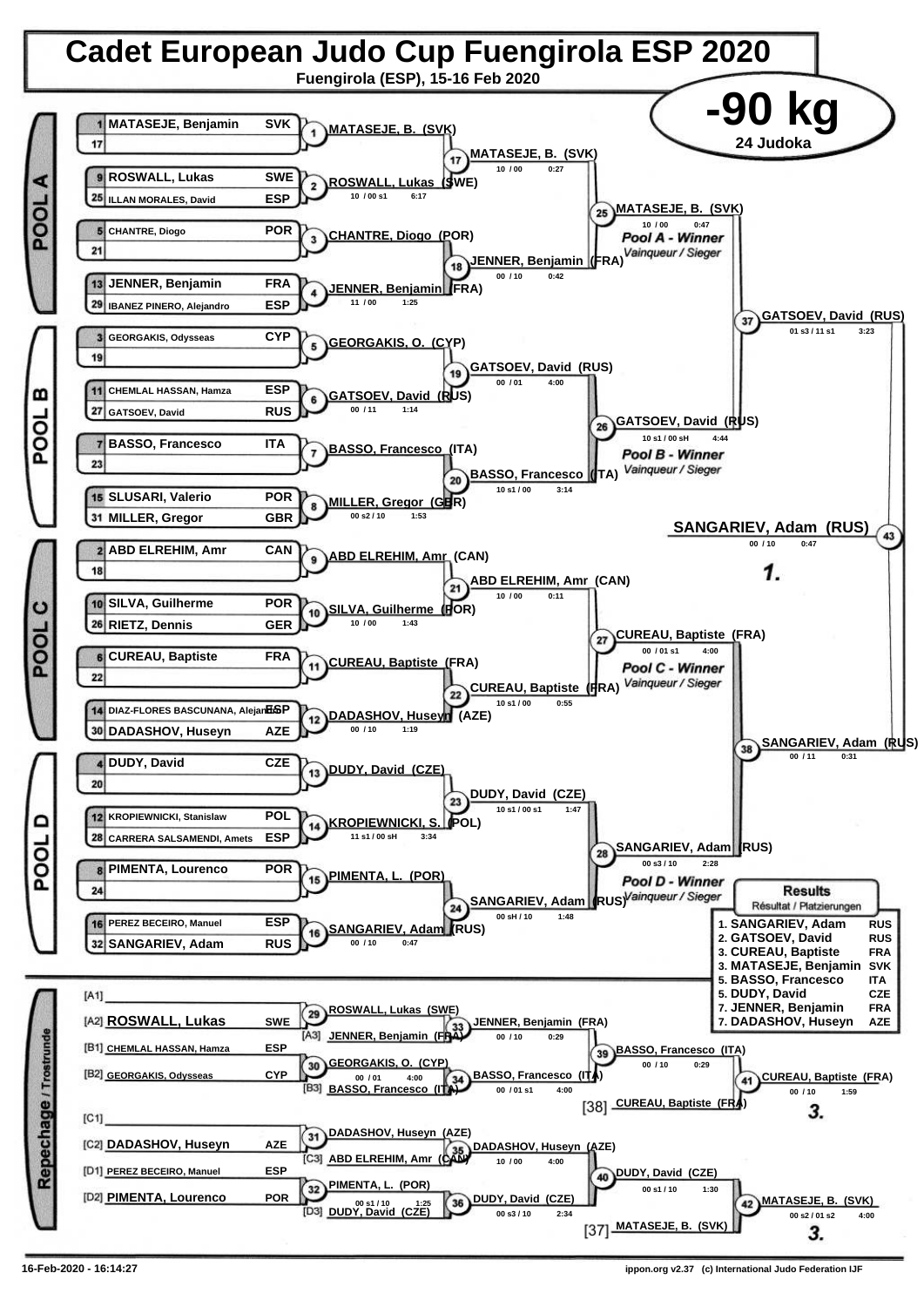# Cadet European Judo Cup Fuengirola ESP 2020

**Fuengirola (ESP), 15-16 Feb 2020**

## -90 kg

**24 Judoka**

## POOL A

| Seed | Name | Nation |
|---|---|---|
| 1 | MATASEJE, Benjamin | SVK |
| 17 | | |
| 9 | ROSWALL, Lukas | SWE |
| 25 | ILLAN MORALES, David | ESP |
| 5 | CHANTRE, Diogo | POR |
| 21 | | |
| 13 | JENNER, Benjamin | FRA |
| 29 | IBANEZ PINERO, Alejandro | ESP |

- (1) MATASEJE, B. (SVK)
- (2) ROSWALL, Lukas (SWE) — 10 / 00 s1 — 6:17
- (3) CHANTRE, Diogo (POR)
- (4) JENNER, Benjamin (FRA) — 11 / 00 — 1:25
- (17) MATASEJE, B. (SVK) — 10 / 00 — 0:27
- (18) JENNER, Benjamin (FRA) — 00 / 10 — 0:42
- (25) MATASEJE, B. (SVK) — 10 / 00 — 0:47 — Pool A - Winner / Vainqueur / Sieger

## POOL B

| Seed | Name | Nation |
|---|---|---|
| 3 | GEORGAKIS, Odysseas | CYP |
| 19 | | |
| 11 | CHEMLAL HASSAN, Hamza | ESP |
| 27 | GATSOEV, David | RUS |
| 7 | BASSO, Francesco | ITA |
| 23 | | |
| 15 | SLUSARI, Valerio | POR |
| 31 | MILLER, Gregor | GBR |

- (5) GEORGAKIS, O. (CYP)
- (6) GATSOEV, David (RUS) — 00 / 11 — 1:14
- (7) BASSO, Francesco (ITA)
- (8) MILLER, Gregor (GBR) — 00 s2 / 10 — 1:53
- (19) GATSOEV, David (RUS) — 00 / 01 — 4:00
- (20) BASSO, Francesco (ITA) — 10 s1 / 00 — 3:14
- (26) GATSOEV, David (RUS) — 10 s1 / 00 sH — 4:44 — Pool B - Winner / Vainqueur / Sieger
- (37) GATSOEV, David (RUS) — 01 s3 / 11 s1 — 3:23

## POOL C

| Seed | Name | Nation |
|---|---|---|
| 2 | ABD ELREHIM, Amr | CAN |
| 18 | | |
| 10 | SILVA, Guilherme | POR |
| 26 | RIETZ, Dennis | GER |
| 6 | CUREAU, Baptiste | FRA |
| 22 | | |
| 14 | DIAZ-FLORES BASCUNANA, Alejandro | ESP |
| 30 | DADASHOV, Huseyn | AZE |

- (9) ABD ELREHIM, Amr (CAN)
- (10) SILVA, Guilherme (POR) — 10 / 00 — 1:43
- (11) CUREAU, Baptiste (FRA)
- (12) DADASHOV, Huseyn (AZE) — 00 / 10 — 1:19
- (21) ABD ELREHIM, Amr (CAN) — 10 / 00 — 0:11
- (22) CUREAU, Baptiste (FRA) — 10 s1 / 00 — 0:55
- (27) CUREAU, Baptiste (FRA) — 00 / 01 s1 — 4:00 — Pool C - Winner / Vainqueur / Sieger

## POOL D

| Seed | Name | Nation |
|---|---|---|
| 4 | DUDY, David | CZE |
| 20 | | |
| 12 | KROPIEWNICKI, Stanislaw | POL |
| 28 | CARRERA SALSAMENDI, Amets | ESP |
| 8 | PIMENTA, Lourenco | POR |
| 24 | | |
| 16 | PEREZ BECEIRO, Manuel | ESP |
| 32 | SANGARIEV, Adam | RUS |

- (13) DUDY, David (CZE)
- (14) KROPIEWNICKI, S. (POL) — 11 s1 / 00 sH — 3:34
- (15) PIMENTA, L. (POR)
- (16) SANGARIEV, Adam (RUS) — 00 / 10 — 0:47
- (23) DUDY, David (CZE) — 10 s1 / 00 s1 — 1:47
- (24) SANGARIEV, Adam (RUS) — 00 sH / 10 — 1:48
- (28) SANGARIEV, Adam (RUS) — 00 s3 / 10 — 2:28 — Pool D - Winner / Vainqueur / Sieger
- (38) SANGARIEV, Adam (RUS) — 00 / 11 — 0:31

## Final

- (43) SANGARIEV, Adam (RUS) — 00 / 10 — 0:47 — **1.**

## Repechage / Trostrunde

- [A1]
- [A2] ROSWALL, Lukas — SWE
- [B1] CHEMLAL HASSAN, Hamza — ESP
- [B2] GEORGAKIS, Odysseas — CYP
- [C1]
- [C2] DADASHOV, Huseyn — AZE
- [D1] PEREZ BECEIRO, Manuel — ESP
- [D2] PIMENTA, Lourenco — POR

- (29) ROSWALL, Lukas (SWE)
- [A3] JENNER, Benjamin (FRA)
- (33) JENNER, Benjamin (FRA) — 00 / 10 — 0:29
- (30) GEORGAKIS, O. (CYP) — 00 / 01 — 4:00
- [B3] BASSO, Francesco (ITA)
- (34) BASSO, Francesco (ITA) — 00 / 01 s1 — 4:00
- (39) BASSO, Francesco (ITA) — 00 / 10 — 0:29
- [38] CUREAU, Baptiste (FRA)
- (41) CUREAU, Baptiste (FRA) — 00 / 10 — 1:59 — **3.**
- (31) DADASHOV, Huseyn (AZE)
- [C3] ABD ELREHIM, Amr (CAN)
- (35) DADASHOV, Huseyn (AZE) — 10 / 00 — 4:00
- (32) PIMENTA, L. (POR) — 00 s1 / 10 — 1:25
- [D3] DUDY, David (CZE)
- (36) DUDY, David (CZE) — 00 s3 / 10 — 2:34
- (40) DUDY, David (CZE) — 00 s1 / 10 — 1:30
- [37] MATASEJE, B. (SVK)
- (42) MATASEJE, B. (SVK) — 00 s2 / 01 s2 — 4:00 — **3.**

## Results / Résultat / Platzierungen

| Place | Name | Nation |
|---|---|---|
| 1. | SANGARIEV, Adam | RUS |
| 2. | GATSOEV, David | RUS |
| 3. | CUREAU, Baptiste | FRA |
| 3. | MATASEJE, Benjamin | SVK |
| 5. | BASSO, Francesco | ITA |
| 5. | DUDY, David | CZE |
| 7. | JENNER, Benjamin | FRA |
| 7. | DADASHOV, Huseyn | AZE |

16-Feb-2020 - 16:14:27 — ippon.org v2.37 (c) International Judo Federation IJF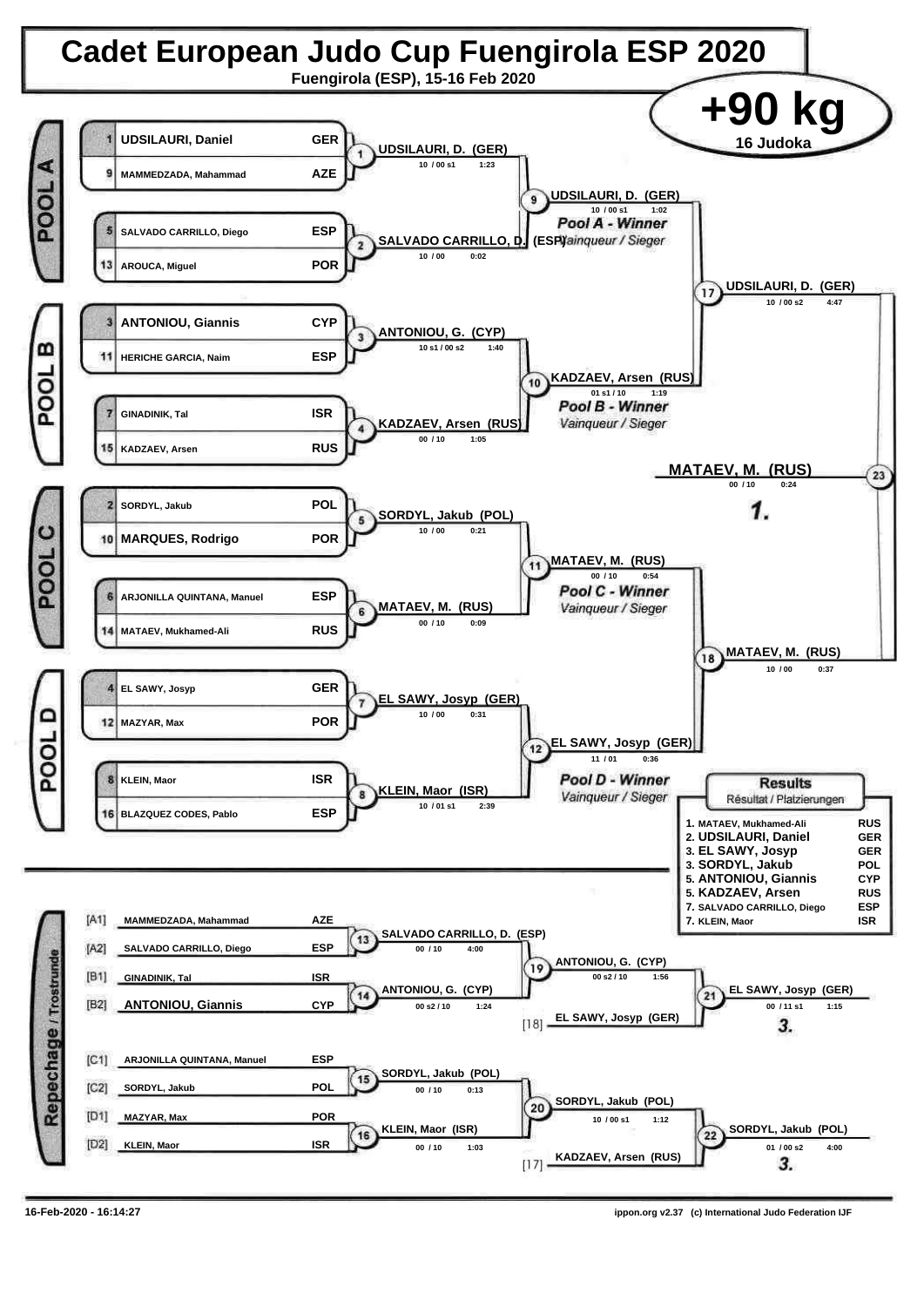# Cadet European Judo Cup Fuengirola ESP 2020

**Fuengirola (ESP), 15-16 Feb 2020**

## +90 kg

**16 Judoka**

### POOL A

| Seed | Name | Nation |
|---|---|---|
| 1 | UDSILAURI, Daniel | GER |
| 9 | MAMMEDZADA, Mahammad | AZE |
| 5 | SALVADO CARRILLO, Diego | ESP |
| 13 | AROUCA, Miguel | POR |

- Contest 1: UDSILAURI, D. (GER) — 10 / 00 s1 — 1:23
- Contest 2: SALVADO CARRILLO, D. (ESP) — 10 / 00 — 0:02
- Contest 9: UDSILAURI, D. (GER) — 10 / 00 s1 — 1:02 — *Pool A - Winner* / Vainqueur / Sieger

### POOL B

| Seed | Name | Nation |
|---|---|---|
| 3 | ANTONIOU, Giannis | CYP |
| 11 | HERICHE GARCIA, Naim | ESP |
| 7 | GINADINIK, Tal | ISR |
| 15 | KADZAEV, Arsen | RUS |

- Contest 3: ANTONIOU, G. (CYP) — 10 s1 / 00 s2 — 1:40
- Contest 4: KADZAEV, Arsen (RUS) — 00 / 10 — 1:05
- Contest 10: KADZAEV, Arsen (RUS) — 01 s1 / 10 — 1:19 — *Pool B - Winner* / Vainqueur / Sieger

### POOL C

| Seed | Name | Nation |
|---|---|---|
| 2 | SORDYL, Jakub | POL |
| 10 | MARQUES, Rodrigo | POR |
| 6 | ARJONILLA QUINTANA, Manuel | ESP |
| 14 | MATAEV, Mukhamed-Ali | RUS |

- Contest 5: SORDYL, Jakub (POL) — 10 / 00 — 0:21
- Contest 6: MATAEV, M. (RUS) — 00 / 10 — 0:09
- Contest 11: MATAEV, M. (RUS) — 00 / 10 — 0:54 — *Pool C - Winner* / Vainqueur / Sieger

### POOL D

| Seed | Name | Nation |
|---|---|---|
| 4 | EL SAWY, Josyp | GER |
| 12 | MAZYAR, Max | POR |
| 8 | KLEIN, Maor | ISR |
| 16 | BLAZQUEZ CODES, Pablo | ESP |

- Contest 7: EL SAWY, Josyp (GER) — 10 / 00 — 0:31
- Contest 8: KLEIN, Maor (ISR) — 10 / 01 s1 — 2:39
- Contest 12: EL SAWY, Josyp (GER) — 11 / 01 — 0:36 — *Pool D - Winner* / Vainqueur / Sieger

### Semi-finals & Final

- Contest 17: UDSILAURI, D. (GER) — 10 / 00 s2 — 4:47
- Contest 18: MATAEV, M. (RUS) — 10 / 00 — 0:37
- Contest 23 (Final): **MATAEV, M. (RUS)** — 00 / 10 — 0:24 — **1.**

### Repechage / Trostrunde

| Pos | Name | Nation |
|---|---|---|
| [A1] | MAMMEDZADA, Mahammad | AZE |
| [A2] | SALVADO CARRILLO, Diego | ESP |
| [B1] | GINADINIK, Tal | ISR |
| [B2] | ANTONIOU, Giannis | CYP |
| [C1] | ARJONILLA QUINTANA, Manuel | ESP |
| [C2] | SORDYL, Jakub | POL |
| [D1] | MAZYAR, Max | POR |
| [D2] | KLEIN, Maor | ISR |

- Contest 13: SALVADO CARRILLO, D. (ESP) — 00 / 10 — 4:00
- Contest 14: ANTONIOU, G. (CYP) — 00 s2 / 10 — 1:24
- Contest 19: ANTONIOU, G. (CYP) — 00 s2 / 10 — 1:56
- [18] EL SAWY, Josyp (GER)
- Contest 21: EL SAWY, Josyp (GER) — 00 / 11 s1 — 1:15 — **3.**
- Contest 15: SORDYL, Jakub (POL) — 00 / 10 — 0:13
- Contest 16: KLEIN, Maor (ISR) — 00 / 10 — 1:03
- Contest 20: SORDYL, Jakub (POL) — 10 / 00 s1 — 1:12
- [17] KADZAEV, Arsen (RUS)
- Contest 22: SORDYL, Jakub (POL) — 01 / 00 s2 — 4:00 — **3.**

### Results
Résultat / Platzierungen

| Place | Name | Nation |
|---|---|---|
| 1. | MATAEV, Mukhamed-Ali | RUS |
| 2. | UDSILAURI, Daniel | GER |
| 3. | EL SAWY, Josyp | GER |
| 3. | SORDYL, Jakub | POL |
| 5. | ANTONIOU, Giannis | CYP |
| 5. | KADZAEV, Arsen | RUS |
| 7. | SALVADO CARRILLO, Diego | ESP |
| 7. | KLEIN, Maor | ISR |

16-Feb-2020 - 16:14:27

ippon.org v2.37 (c) International Judo Federation IJF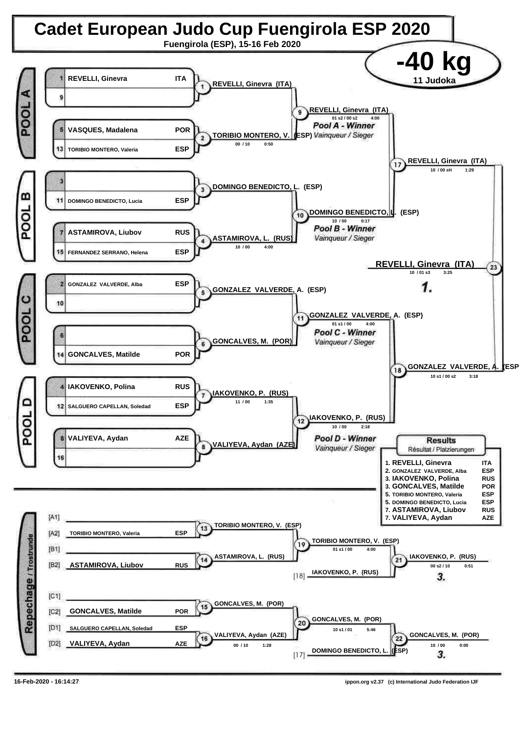# Cadet European Judo Cup Fuengirola ESP 2020

**Fuengirola (ESP), 15-16 Feb 2020**

## -40 kg

11 Judoka

### POOL A

| No. | Name | Nation |
|---|---|---|
| 1 | REVELLI, Ginevra | ITA |
| 9 | | |
| 5 | VASQUES, Madalena | POR |
| 13 | TORIBIO MONTERO, Valeria | ESP |

- (1) REVELLI, Ginevra (ITA)
- (2) TORIBIO MONTERO, V. (ESP) — 00 / 10 — 0:50
- (9) REVELLI, Ginevra (ITA) — 01 s2 / 00 s2 — 4:00

*Pool A - Winner* / Vainqueur / Sieger

### POOL B

| No. | Name | Nation |
|---|---|---|
| 3 | | |
| 11 | DOMINGO BENEDICTO, Lucia | ESP |
| 7 | ASTAMIROVA, Liubov | RUS |
| 15 | FERNANDEZ SERRANO, Helena | ESP |

- (3) DOMINGO BENEDICTO, L. (ESP)
- (4) ASTAMIROVA, L. (RUS) — 10 / 00 — 4:00
- (10) DOMINGO BENEDICTO, L. (ESP) — 10 / 00 — 0:17

*Pool B - Winner* / Vainqueur / Sieger

- (17) REVELLI, Ginevra (ITA) — 10 / 00 sH — 1:29

### POOL C

| No. | Name | Nation |
|---|---|---|
| 2 | GONZALEZ VALVERDE, Alba | ESP |
| 10 | | |
| 6 | | |
| 14 | GONCALVES, Matilde | POR |

- (5) GONZALEZ VALVERDE, A. (ESP)
- (6) GONCALVES, M. (POR)
- (11) GONZALEZ VALVERDE, A. (ESP) — 01 s1 / 00 — 4:00

*Pool C - Winner* / Vainqueur / Sieger

### POOL D

| No. | Name | Nation |
|---|---|---|
| 4 | IAKOVENKO, Polina | RUS |
| 12 | SALGUERO CAPELLAN, Soledad | ESP |
| 8 | VALIYEVA, Aydan | AZE |
| 16 | | |

- (7) IAKOVENKO, P. (RUS) — 11 / 00 — 1:35
- (8) VALIYEVA, Aydan (AZE)
- (12) IAKOVENKO, P. (RUS) — 10 / 00 — 2:18

*Pool D - Winner* / Vainqueur / Sieger

- (18) GONZALEZ VALVERDE, A. (ESP) — 10 s1 / 00 s2 — 3:18

### Final

- (23) REVELLI, Ginevra (ITA) — 10 / 01 s3 — 3:25 — **1.**

### Repechage / Trostrunde

- [A1] —
- [A2] TORIBIO MONTERO, Valeria (ESP)
- [B1] —
- [B2] ASTAMIROVA, Liubov (RUS)
- (13) TORIBIO MONTERO, V. (ESP)
- (14) ASTAMIROVA, L. (RUS)
- (19) TORIBIO MONTERO, V. (ESP) — 01 s1 / 00 — 4:00
- [18] IAKOVENKO, P. (RUS)
- (21) IAKOVENKO, P. (RUS) — 00 s2 / 10 — 0:51 — **3.**

- [C1] —
- [C2] GONCALVES, Matilde (POR)
- [D1] SALGUERO CAPELLAN, Soledad (ESP)
- [D2] VALIYEVA, Aydan (AZE)
- (15) GONCALVES, M. (POR)
- (16) VALIYEVA, Aydan (AZE) — 00 / 10 — 1:28
- (20) GONCALVES, M. (POR) — 10 s1 / 01 — 5:46
- [17] DOMINGO BENEDICTO, L. (ESP)
- (22) GONCALVES, M. (POR) — 10 / 00 — 0:00 — **3.**

### Results
Résultat / Platzierungen

| Place | Name | Nation |
|---|---|---|
| 1. | REVELLI, Ginevra | ITA |
| 2. | GONZALEZ VALVERDE, Alba | ESP |
| 3. | IAKOVENKO, Polina | RUS |
| 3. | GONCALVES, Matilde | POR |
| 5. | TORIBIO MONTERO, Valeria | ESP |
| 5. | DOMINGO BENEDICTO, Lucia | ESP |
| 7. | ASTAMIROVA, Liubov | RUS |
| 7. | VALIYEVA, Aydan | AZE |

16-Feb-2020 - 16:14:27

ippon.org v2.37 (c) International Judo Federation IJF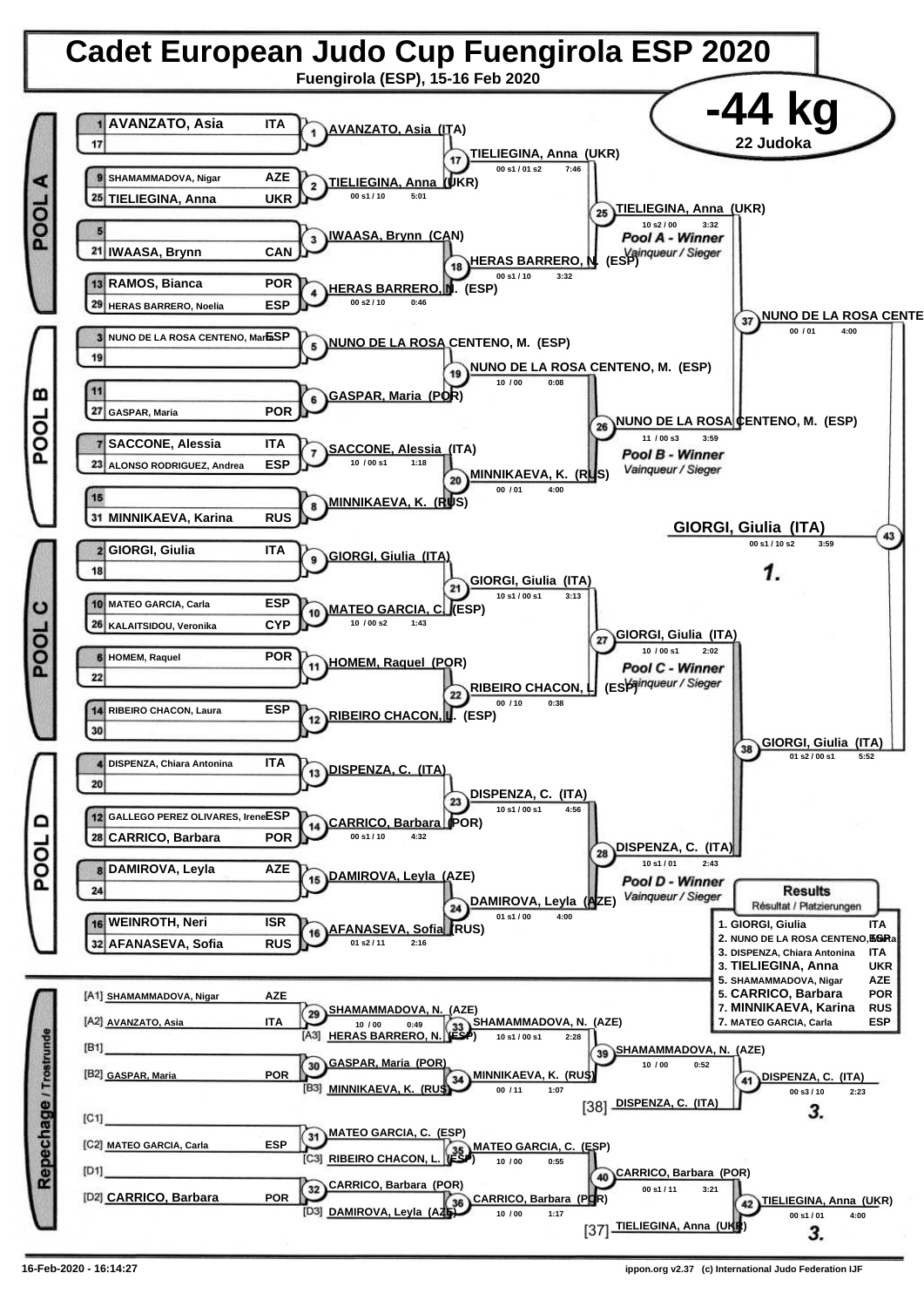# Cadet European Judo Cup Fuengirola ESP 2020

**Fuengirola (ESP), 15-16 Feb 2020**

## -44 kg

22 Judoka

### POOL A

| Seed | Name | Nation |
|---|---|---|
| 1 | AVANZATO, Asia | ITA |
| 17 | | |
| 9 | SHAMAMMADOVA, Nigar | AZE |
| 25 | TIELIEGINA, Anna | UKR |
| 5 | | |
| 21 | IWAASA, Brynn | CAN |
| 13 | RAMOS, Bianca | POR |
| 29 | HERAS BARRERO, Noelia | ESP |

- (1) AVANZATO, Asia (ITA)
- (2) TIELIEGINA, Anna (UKR) — 00 s1 / 10 — 5:01
- (3) IWAASA, Brynn (CAN)
- (4) HERAS BARRERO, N. (ESP) — 00 s2 / 10 — 0:46
- (17) TIELIEGINA, Anna (UKR) — 00 s1 / 01 s2 — 7:46
- (18) HERAS BARRERO, N. (ESP) — 00 s1 / 10 — 3:32
- (25) TIELIEGINA, Anna (UKR) — 10 s2 / 00 — 3:32

*Pool A - Winner* / Vainqueur / Sieger

### POOL B

| Seed | Name | Nation |
|---|---|---|
| 3 | NUNO DE LA ROSA CENTENO, Maria | ESP |
| 19 | | |
| 11 | | |
| 27 | GASPAR, Maria | POR |
| 7 | SACCONE, Alessia | ITA |
| 23 | ALONSO RODRIGUEZ, Andrea | ESP |
| 15 | | |
| 31 | MINNIKAEVA, Karina | RUS |

- (5) NUNO DE LA ROSA CENTENO, M. (ESP)
- (6) GASPAR, Maria (POR)
- (7) SACCONE, Alessia (ITA) — 10 / 00 s1 — 1:18
- (8) MINNIKAEVA, K. (RUS)
- (19) NUNO DE LA ROSA CENTENO, M. (ESP) — 10 / 00 — 0:08
- (20) MINNIKAEVA, K. (RUS) — 00 / 01 — 4:00
- (26) NUNO DE LA ROSA CENTENO, M. (ESP) — 11 / 00 s3 — 3:59

*Pool B - Winner* / Vainqueur / Sieger

- (37) NUNO DE LA ROSA CENTENO, M. (ESP) — 00 / 01 — 4:00

### POOL C

| Seed | Name | Nation |
|---|---|---|
| 2 | GIORGI, Giulia | ITA |
| 18 | | |
| 10 | MATEO GARCIA, Carla | ESP |
| 26 | KALAITSIDOU, Veronika | CYP |
| 6 | HOMEM, Raquel | POR |
| 22 | | |
| 14 | RIBEIRO CHACON, Laura | ESP |
| 30 | | |

- (9) GIORGI, Giulia (ITA)
- (10) MATEO GARCIA, C. (ESP) — 10 / 00 s2 — 1:43
- (11) HOMEM, Raquel (POR)
- (12) RIBEIRO CHACON, L. (ESP)
- (21) GIORGI, Giulia (ITA) — 10 s1 / 00 s1 — 3:13
- (22) RIBEIRO CHACON, L. (ESP) — 00 / 10 — 0:38
- (27) GIORGI, Giulia (ITA) — 10 / 00 s1 — 2:02

*Pool C - Winner* / Vainqueur / Sieger

### POOL D

| Seed | Name | Nation |
|---|---|---|
| 4 | DISPENZA, Chiara Antonina | ITA |
| 20 | | |
| 12 | GALLEGO PEREZ OLIVARES, Irene | ESP |
| 28 | CARRICO, Barbara | POR |
| 8 | DAMIROVA, Leyla | AZE |
| 24 | | |
| 16 | WEINROTH, Neri | ISR |
| 32 | AFANASEVA, Sofia | RUS |

- (13) DISPENZA, C. (ITA)
- (14) CARRICO, Barbara (POR) — 00 s1 / 10 — 4:32
- (15) DAMIROVA, Leyla (AZE)
- (16) AFANASEVA, Sofia (RUS) — 01 s2 / 11 — 2:16
- (23) DISPENZA, C. (ITA) — 10 s1 / 00 s1 — 4:56
- (24) DAMIROVA, Leyla (AZE) — 01 s1 / 00 — 4:00
- (28) DISPENZA, C. (ITA) — 10 s1 / 01 — 2:43

*Pool D - Winner* / Vainqueur / Sieger

- (38) GIORGI, Giulia (ITA) — 01 s2 / 00 s1 — 5:52

### Final

- (43) GIORGI, Giulia (ITA) — 00 s1 / 10 s2 — 3:59 — **1.**

### Repechage / Trostrunde

| Pos | Name | Nation |
|---|---|---|
| [A1] | SHAMAMMADOVA, Nigar | AZE |
| [A2] | AVANZATO, Asia | ITA |
| [B1] | | |
| [B2] | GASPAR, Maria | POR |
| [C1] | | |
| [C2] | MATEO GARCIA, Carla | ESP |
| [D1] | | |
| [D2] | CARRICO, Barbara | POR |

- (29) SHAMAMMADOVA, N. (AZE) — 10 / 00 — 0:49
- [A3] HERAS BARRERO, N. (ESP)
- (33) SHAMAMMADOVA, N. (AZE) — 10 s1 / 00 s1 — 2:28
- (30) GASPAR, Maria (POR)
- [B3] MINNIKAEVA, K. (RUS)
- (34) MINNIKAEVA, K. (RUS) — 00 / 11 — 1:07
- (39) SHAMAMMADOVA, N. (AZE) — 10 / 00 — 0:52
- [38] DISPENZA, C. (ITA)
- (41) DISPENZA, C. (ITA) — 00 s3 / 10 — 2:23 — **3.**
- (31) MATEO GARCIA, C. (ESP)
- [C3] RIBEIRO CHACON, L. (ESP)
- (35) MATEO GARCIA, C. (ESP) — 10 / 00 — 0:55
- (32) CARRICO, Barbara (POR)
- [D3] DAMIROVA, Leyla (AZE)
- (36) CARRICO, Barbara (POR) — 10 / 00 — 1:17
- (40) CARRICO, Barbara (POR) — 00 s1 / 11 — 3:21
- [37] TIELIEGINA, Anna (UKR)
- (42) TIELIEGINA, Anna (UKR) — 00 s1 / 01 — 4:00 — **3.**

### Results / Résultat / Platzierungen

| Place | Name | Nation |
|---|---|---|
| 1. | GIORGI, Giulia | ITA |
| 2. | NUNO DE LA ROSA CENTENO, Maria | ESP |
| 3. | DISPENZA, Chiara Antonina | ITA |
| 3. | TIELIEGINA, Anna | UKR |
| 5. | SHAMAMMADOVA, Nigar | AZE |
| 5. | CARRICO, Barbara | POR |
| 7. | MINNIKAEVA, Karina | RUS |
| 7. | MATEO GARCIA, Carla | ESP |

16-Feb-2020 - 16:14:27

ippon.org v2.37 (c) International Judo Federation IJF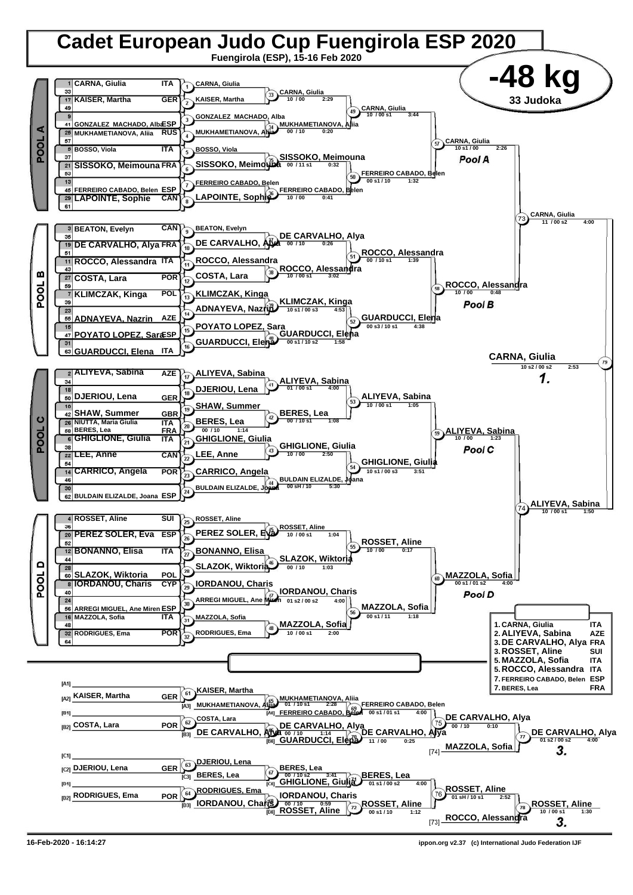# Cadet European Judo Cup Fuengirola ESP 2020

Fuengirola (ESP), 15-16 Feb 2020

## -48 kg

33 Judoka

### Pool A

| No. | Name | Nation |
|---|---|---|
| 1 | CARNA, Giulia | ITA |
| 17 | KAISER, Martha | GER |
| 41 | GONZALEZ MACHADO, Alba | ESP |
| 25 | MUKHAMETIANOVA, Aliia | RUS |
| 9 | BOSSO, Viola | ITA |
| 21 | SISSOKO, Meimouna | FRA |
| 45 | FERREIRO CABADO, Belen | ESP |
| 29 | LAPOINTE, Sophie | CAN |

| Contest | Winner | Score | Time |
|---|---|---|---|
| 1 | CARNA, Giulia | | |
| 2 | KAISER, Martha | | |
| 3 | GONZALEZ MACHADO, Alba | | |
| 4 | MUKHAMETIANOVA, Aliia | | |
| 5 | BOSSO, Viola | | |
| 6 | SISSOKO, Meimouna | | |
| 7 | FERREIRO CABADO, Belen | | |
| 8 | LAPOINTE, Sophie | | |
| 33 | CARNA, Giulia | 10 / 00 | 2:29 |
| 34 | MUKHAMETIANOVA, Aliia | 00 / 10 | 0:20 |
| 35 | SISSOKO, Meimouna | 00 / 11 s1 | 0:32 |
| 36 | FERREIRO CABADO, Belen | 10 / 00 | 0:41 |
| 49 | CARNA, Giulia | 10 / 00 s1 | 3:44 |
| 50 | FERREIRO CABADO, Belen | 00 s1 / 10 | 1:32 |
| 57 | CARNA, Giulia | 10 s1 / 00 | 2:26 |

### Pool B

| No. | Name | Nation |
|---|---|---|
| 3 | BEATON, Evelyn | CAN |
| 19 | DE CARVALHO, Alya | FRA |
| 11 | ROCCO, Alessandra | ITA |
| 27 | COSTA, Lara | POR |
| 7 | KLIMCZAK, Kinga | POL |
| 55 | ADNAYEVA, Nazrin | AZE |
| 47 | POYATO LOPEZ, Sara | ESP |
| 63 | GUARDUCCI, Elena | ITA |

| Contest | Winner | Score | Time |
|---|---|---|---|
| 9 | BEATON, Evelyn | | |
| 10 | DE CARVALHO, Alya | | |
| 11 | ROCCO, Alessandra | | |
| 12 | COSTA, Lara | | |
| 13 | KLIMCZAK, Kinga | | |
| 14 | ADNAYEVA, Nazrin | | |
| 15 | POYATO LOPEZ, Sara | | |
| 16 | GUARDUCCI, Elena | | |
| 37 | DE CARVALHO, Alya | 00 / 10 | 0:26 |
| 38 | ROCCO, Alessandra | 10 / 00 s1 | 3:02 |
| 39 | KLIMCZAK, Kinga | 10 s1 / 00 s3 | 4:53 |
| 40 | GUARDUCCI, Elena | 00 s1 / 10 s2 | 1:58 |
| 51 | ROCCO, Alessandra | 00 / 10 s1 | 1:39 |
| 52 | GUARDUCCI, Elena | 00 s3 / 10 s1 | 4:38 |
| 58 | ROCCO, Alessandra | 10 / 00 | 0:48 |

### Pool C

| No. | Name | Nation |
|---|---|---|
| 2 | ALIYEVA, Sabina | AZE |
| 50 | DJERIOU, Lena | GER |
| 42 | SHAW, Summer | GBR |
| 26 | NIUTTA, Maria Giulia | ITA |
| 58 | BERES, Lea | FRA |
| 6 | GHIGLIONE, Giulia | ITA |
| 22 | LEE, Anne | CAN |
| 14 | CARRICO, Angela | POR |
| 62 | BULDAIN ELIZALDE, Joana | ESP |

| Contest | Winner | Score | Time |
|---|---|---|---|
| 17 | ALIYEVA, Sabina | | |
| 18 | DJERIOU, Lena | | |
| 19 | SHAW, Summer | | |
| 20 | BERES, Lea | 00 / 10 | 1:14 |
| 21 | GHIGLIONE, Giulia | | |
| 22 | LEE, Anne | | |
| 23 | CARRICO, Angela | | |
| 24 | BULDAIN ELIZALDE, Joana | | |
| 41 | ALIYEVA, Sabina | 01 / 00 s1 | 4:00 |
| 42 | BERES, Lea | 00 / 10 s1 | 1:08 |
| 43 | GHIGLIONE, Giulia | 10 / 00 | 2:50 |
| 44 | BULDAIN ELIZALDE, Joana | 00 sH / 10 | 5:30 |
| 53 | ALIYEVA, Sabina | 10 / 00 s1 | 1:05 |
| 54 | GHIGLIONE, Giulia | 10 s1 / 00 s3 | 3:51 |
| 59 | ALIYEVA, Sabina | 10 / 00 | 1:23 |

### Pool D

| No. | Name | Nation |
|---|---|---|
| 4 | ROSSET, Aline | SUI |
| 20 | PEREZ SOLER, Eva | ESP |
| 12 | BONANNO, Elisa | ITA |
| 60 | SLAZOK, Wiktoria | POL |
| 8 | IORDANOU, Charis | CYP |
| 56 | ARREGI MIGUEL, Ane Miren | ESP |
| 16 | MAZZOLA, Sofia | ITA |
| 32 | RODRIGUES, Ema | POR |

| Contest | Winner | Score | Time |
|---|---|---|---|
| 25 | ROSSET, Aline | | |
| 26 | PEREZ SOLER, Eva | | |
| 27 | BONANNO, Elisa | | |
| 28 | SLAZOK, Wiktoria | | |
| 29 | IORDANOU, Charis | | |
| 30 | ARREGI MIGUEL, Ane Miren | | |
| 31 | MAZZOLA, Sofia | | |
| 32 | RODRIGUES, Ema | | |
| 45 | ROSSET, Aline | 10 / 00 s1 | 1:04 |
| 46 | SLAZOK, Wiktoria | 00 / 10 | 1:03 |
| 47 | IORDANOU, Charis | 01 s2 / 00 s2 | 4:00 |
| 48 | MAZZOLA, Sofia | 10 / 00 s1 | 2:00 |
| 55 | ROSSET, Aline | 10 / 00 | 0:17 |
| 56 | MAZZOLA, Sofia | 00 s1 / 11 | 1:18 |
| 60 | MAZZOLA, Sofia | 00 s1 / 01 s2 | 4:00 |

### Semi-finals and Final

| Contest | Winner | Score | Time |
|---|---|---|---|
| 73 | CARNA, Giulia | 11 / 00 s2 | 4:00 |
| 74 | ALIYEVA, Sabina | 10 / 00 s1 | 1:50 |
| 79 | CARNA, Giulia (1.) | 10 s2 / 00 s2 | 2:53 |

### Repechage

| Contest | Winner | Score | Time |
|---|---|---|---|
| 61 | KAISER, Martha | | |
| 62 | COSTA, Lara | | |
| 63 | DJERIOU, Lena | | |
| 64 | RODRIGUES, Ema | | |
| 65 | MUKHAMETIANOVA, Aliia | 01 / 10 s1 | 2:28 |
| 66 | DE CARVALHO, Alya | 00 / 10 | 1:14 |
| 67 | BERES, Lea | 00 / 10 s2 | 3:41 |
| 68 | IORDANOU, Charis | 00 / 10 | 0:59 |
| 69 | FERREIRO CABADO, Belen | 00 s1 / 01 s1 | 4:00 |
| 70 | DE CARVALHO, Alya | 11 / 00 | 0:25 |
| 71 | BERES, Lea | 01 s1 / 00 s2 | 4:00 |
| 72 | ROSSET, Aline | 00 s1 / 10 | 1:12 |
| 75 | DE CARVALHO, Alya | 00 / 10 | 0:10 |
| 76 | ROSSET, Aline | 01 sH / 10 s1 | 2:52 |
| 77 | DE CARVALHO, Alya (3.) | 01 s2 / 00 s2 | 4:00 |
| 78 | ROSSET, Aline (3.) | 10 / 00 s1 | 1:30 |

### Final Ranking

| Rank | Name | Nation |
|---|---|---|
| 1. | CARNA, Giulia | ITA |
| 2. | ALIYEVA, Sabina | AZE |
| 3. | DE CARVALHO, Alya | FRA |
| 3. | ROSSET, Aline | SUI |
| 5. | MAZZOLA, Sofia | ITA |
| 5. | ROCCO, Alessandra | ITA |
| 7. | FERREIRO CABADO, Belen | ESP |
| 7. | BERES, Lea | FRA |

16-Feb-2020 - 16:14:27

ippon.org v2.37 (c) International Judo Federation IJF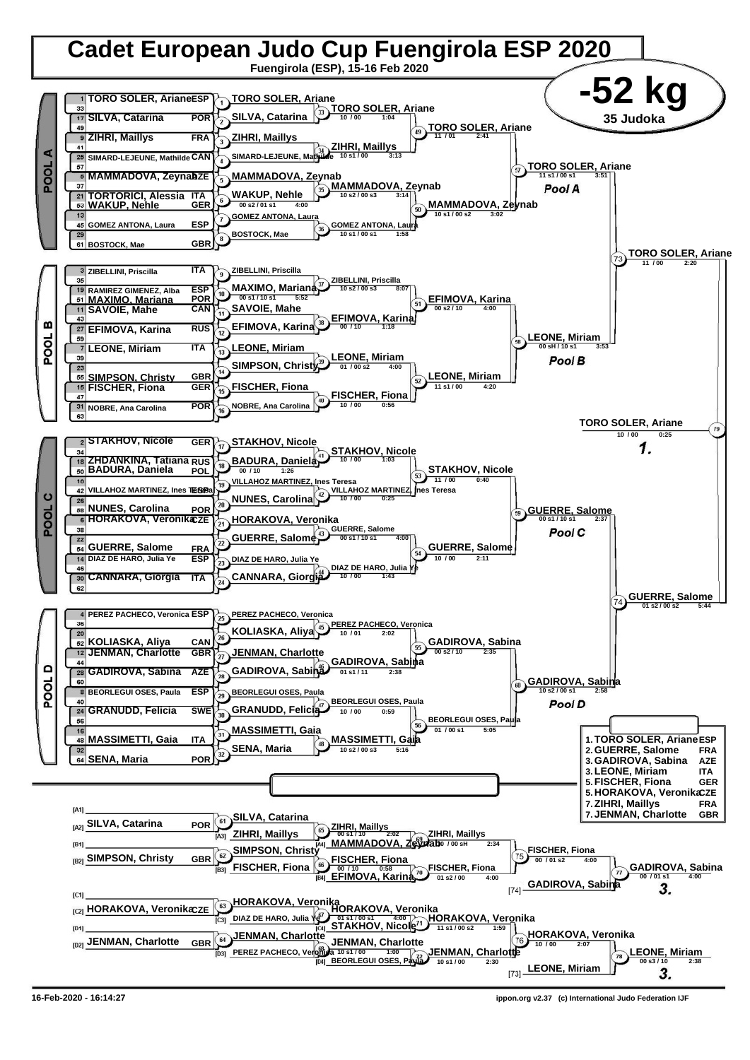# Cadet European Judo Cup Fuengirola ESP 2020

Fuengirola (ESP), 15-16 Feb 2020

## -52 kg

35 Judoka

### POOL A

| Seed | Name | Nation |
|---|---|---|
| 1 | TORO SOLER, Ariane | ESP |
| 33 | | |
| 17 | SILVA, Catarina | POR |
| 49 | | |
| 9 | ZIHRI, Maillys | FRA |
| 41 | | |
| 25 | SIMARD-LEJEUNE, Mathilde | CAN |
| 57 | | |
| 5 | MAMMADOVA, Zeynab | AZE |
| 37 | | |
| 21 | TORTORICI, Alessia | ITA |
| 53 | WAKUP, Nehle | GER |
| 13 | | |
| 45 | GOMEZ ANTONA, Laura | ESP |
| 29 | | |
| 61 | BOSTOCK, Mae | GBR |

- (1) TORO SOLER, Ariane
- (2) SILVA, Catarina
- (3) ZIHRI, Maillys
- (4) SIMARD-LEJEUNE, Mathilde
- (5) MAMMADOVA, Zeynab
- (6) WAKUP, Nehle — 00 s2 / 01 s1 4:00
- (7) GOMEZ ANTONA, Laura
- (8) BOSTOCK, Mae
- (33) TORO SOLER, Ariane — 10 / 00 1:04
- (34) ZIHRI, Maillys — 10 s1 / 00 3:13
- (35) MAMMADOVA, Zeynab — 10 s2 / 00 s3 3:14
- (36) GOMEZ ANTONA, Laura — 10 s1 / 00 s1 1:58
- (49) TORO SOLER, Ariane — 11 / 01 2:41
- (50) MAMMADOVA, Zeynab — 10 s1 / 00 s2 3:02
- (57) TORO SOLER, Ariane — 11 s1 / 00 s1 3:51 — *Pool A*

### POOL B

| Seed | Name | Nation |
|---|---|---|
| 3 | ZIBELLINI, Priscilla | ITA |
| 35 | | |
| 19 | RAMIREZ GIMENEZ, Alba | ESP |
| 51 | MAXIMO, Mariana | POR |
| 11 | SAVOIE, Mahe | CAN |
| 43 | | |
| 27 | EFIMOVA, Karina | RUS |
| 59 | | |
| 7 | LEONE, Miriam | ITA |
| 39 | | |
| 23 | | |
| 55 | SIMPSON, Christy | GBR |
| 15 | FISCHER, Fiona | GER |
| 47 | | |
| 31 | NOBRE, Ana Carolina | POR |
| 63 | | |

- (9) ZIBELLINI, Priscilla
- (10) MAXIMO, Mariana — 00 s1 / 10 s1 5:52
- (11) SAVOIE, Mahe
- (12) EFIMOVA, Karina
- (13) LEONE, Miriam
- (14) SIMPSON, Christy
- (15) FISCHER, Fiona
- (16) NOBRE, Ana Carolina
- (37) ZIBELLINI, Priscilla — 10 s2 / 00 s3 8:07
- (38) EFIMOVA, Karina — 00 / 10 1:18
- (39) LEONE, Miriam — 01 / 00 s2 4:00
- (40) FISCHER, Fiona — 10 / 00 0:56
- (51) EFIMOVA, Karina — 00 s2 / 10 4:00
- (52) LEONE, Miriam — 11 s1 / 00 4:20
- (58) LEONE, Miriam — 00 sH / 10 s1 3:53 — *Pool B*

(73) TORO SOLER, Ariane — 11 / 00 2:20

### POOL C

| Seed | Name | Nation |
|---|---|---|
| 2 | STAKHOV, Nicole | GER |
| 34 | | |
| 18 | ZHDANKINA, Tatiana | RUS |
| 50 | BADURA, Daniela | POL |
| 10 | | |
| 42 | VILLAHOZ MARTINEZ, Ines Teresa | ESP |
| 26 | | |
| 58 | NUNES, Carolina | POR |
| 6 | HORAKOVA, Veronika | CZE |
| 38 | | |
| 22 | | |
| 54 | GUERRE, Salome | FRA |
| 14 | DIAZ DE HARO, Julia Ye | ESP |
| 46 | | |
| 30 | CANNARA, Giorgia | ITA |
| 62 | | |

- (17) STAKHOV, Nicole
- (18) BADURA, Daniela — 00 / 10 1:26
- (19) VILLAHOZ MARTINEZ, Ines Teresa
- (20) NUNES, Carolina
- (21) HORAKOVA, Veronika
- (22) GUERRE, Salome
- (23) DIAZ DE HARO, Julia Ye
- (24) CANNARA, Giorgia
- (41) STAKHOV, Nicole — 10 / 00 1:03
- (42) VILLAHOZ MARTINEZ, Ines Teresa — 10 / 00 0:25
- (43) GUERRE, Salome — 00 s1 / 10 s1 4:00
- (44) DIAZ DE HARO, Julia Ye — 10 / 00 1:43
- (53) STAKHOV, Nicole — 11 / 00 0:40
- (54) GUERRE, Salome — 10 / 00 2:11
- (59) GUERRE, Salome — 00 s1 / 10 s1 2:37 — *Pool C*

### POOL D

| Seed | Name | Nation |
|---|---|---|
| 4 | PEREZ PACHECO, Veronica | ESP |
| 36 | | |
| 20 | | |
| 52 | KOLIASKA, Aliya | CAN |
| 12 | JENMAN, Charlotte | GBR |
| 44 | | |
| 28 | GADIROVA, Sabina | AZE |
| 60 | | |
| 8 | BEORLEGUI OSES, Paula | ESP |
| 40 | | |
| 24 | GRANUDD, Felicia | SWE |
| 56 | | |
| 16 | | |
| 48 | MASSIMETTI, Gaia | ITA |
| 32 | | |
| 64 | SENA, Maria | POR |

- (25) PEREZ PACHECO, Veronica
- (26) KOLIASKA, Aliya
- (27) JENMAN, Charlotte
- (28) GADIROVA, Sabina
- (29) BEORLEGUI OSES, Paula
- (30) GRANUDD, Felicia
- (31) MASSIMETTI, Gaia
- (32) SENA, Maria
- (45) PEREZ PACHECO, Veronica — 10 / 01 2:02
- (46) GADIROVA, Sabina — 01 s1 / 11 2:38
- (47) BEORLEGUI OSES, Paula — 10 / 00 0:59
- (48) MASSIMETTI, Gaia — 10 s2 / 00 s3 5:16
- (55) GADIROVA, Sabina — 00 s2 / 10 2:35
- (56) BEORLEGUI OSES, Paula — 01 / 00 s1 5:05
- (60) GADIROVA, Sabina — 10 s2 / 00 s1 2:58 — *Pool D*

(74) GUERRE, Salome — 01 s2 / 00 s2 5:44

### Final

(79) TORO SOLER, Ariane — 10 / 00 0:25 — **1.**

### Repechage

- [A1] —
- [A2] SILVA, Catarina (POR)
- [A3] ZIHRI, Maillys
- [B1] —
- [B2] SIMPSON, Christy (GBR)
- [B3] FISCHER, Fiona
- [C1] —
- [C2] HORAKOVA, Veronika (CZE)
- [C3] DIAZ DE HARO, Julia Ye
- [D1] —
- [D2] JENMAN, Charlotte (GBR)
- [D3] PEREZ PACHECO, Veronica
- [A4] MAMMADOVA, Zeynab
- [B4] EFIMOVA, Karina
- [C4] STAKHOV, Nicole
- [D4] BEORLEGUI OSES, Paula

- (61) SILVA, Catarina
- (62) SIMPSON, Christy
- (63) HORAKOVA, Veronika
- (64) JENMAN, Charlotte
- (65) ZIHRI, Maillys — 00 s1 / 10 2:02
- (66) FISCHER, Fiona — 00 / 10 0:58
- (67) HORAKOVA, Veronika — 01 s1 / 00 s1 4:00
- (68) JENMAN, Charlotte — 10 s1 / 00 1:00
- (69) ZIHRI, Maillys — 10 / 00 sH 2:34
- (70) FISCHER, Fiona — 01 s2 / 00 4:00
- (71) HORAKOVA, Veronika — 11 s1 / 00 s2 1:59
- (72) JENMAN, Charlotte — 10 s1 / 00 2:30
- (75) FISCHER, Fiona — 00 / 01 s2 4:00
- (76) HORAKOVA, Veronika — 10 / 00 2:07
- [74] GADIROVA, Sabina
- [73] LEONE, Miriam
- (77) GADIROVA, Sabina — 00 / 01 s1 4:00 — **3.**
- (78) LEONE, Miriam — 00 s3 / 10 2:38 — **3.**

### Final Results

| Place | Name | Nation |
|---|---|---|
| 1. | TORO SOLER, Ariane | ESP |
| 2. | GUERRE, Salome | FRA |
| 3. | GADIROVA, Sabina | AZE |
| 3. | LEONE, Miriam | ITA |
| 5. | FISCHER, Fiona | GER |
| 5. | HORAKOVA, Veronika | CZE |
| 7. | ZIHRI, Maillys | FRA |
| 7. | JENMAN, Charlotte | GBR |

16-Feb-2020 - 16:14:27 — ippon.org v2.37 (c) International Judo Federation IJF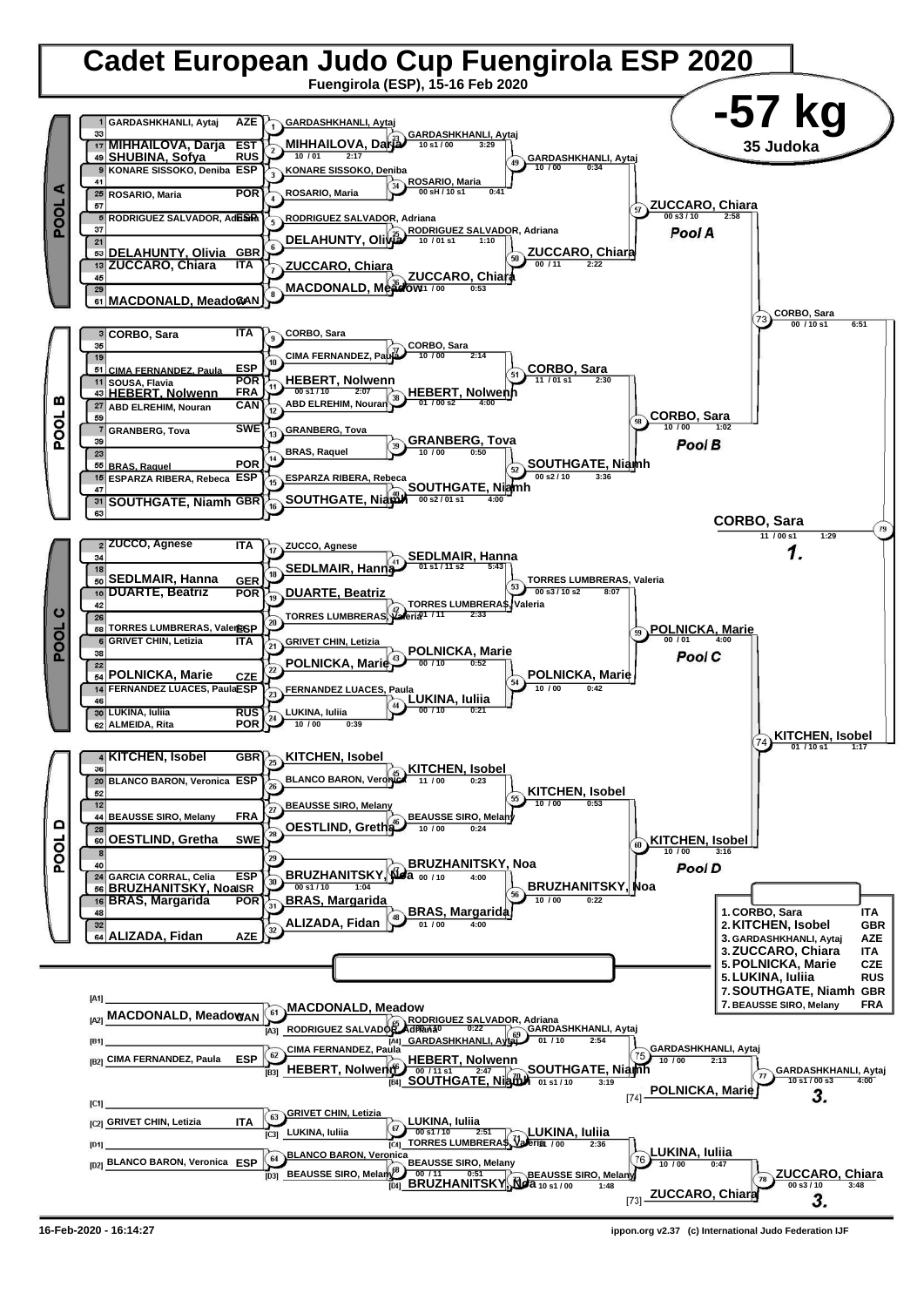# Cadet European Judo Cup Fuengirola ESP 2020

**Fuengirola (ESP), 15-16 Feb 2020**

## -57 kg

**35 Judoka**

### Pool A

| Seed | Name | Nation |
|---|---|---|
| 1 | GARDASHKHANLI, Aytaj | AZE |
| 33 | | |
| 17 | MIHHAILOVA, Darja | EST |
| 49 | SHUBINA, Sofya | RUS |
| 9 | KONARE SISSOKO, Deniba | ESP |
| 41 | | |
| 25 | ROSARIO, Maria | POR |
| 57 | | |
| 5 | RODRIGUEZ SALVADOR, Adriana | ESP |
| 37 | | |
| 21 | | |
| 53 | DELAHUNTY, Olivia | GBR |
| 13 | ZUCCARO, Chiara | ITA |
| 45 | | |
| 29 | | |
| 61 | MACDONALD, Meadow | CAN |

- Contest 1: GARDASHKHANLI, Aytaj
- Contest 2: MIHHAILOVA, Darja — 10 / 01 — 2:17
- Contest 3: KONARE SISSOKO, Deniba
- Contest 4: ROSARIO, Maria
- Contest 5: RODRIGUEZ SALVADOR, Adriana
- Contest 6: DELAHUNTY, Olivia
- Contest 7: ZUCCARO, Chiara
- Contest 8: MACDONALD, Meadow
- Contest 33: GARDASHKHANLI, Aytaj — 10 s1 / 00 — 3:29
- Contest 34: ROSARIO, Maria — 00 sH / 10 s1 — 0:41
- Contest 35: RODRIGUEZ SALVADOR, Adriana — 10 / 01 s1 — 1:10
- Contest 36: ZUCCARO, Chiara — 11 / 00 — 0:53
- Contest 49: GARDASHKHANLI, Aytaj — 10 / 00 — 0:34
- Contest 50: ZUCCARO, Chiara — 00 / 11 — 2:22
- Contest 57: ZUCCARO, Chiara — 00 s3 / 10 — 2:58

**Pool A**

### Pool B

| Seed | Name | Nation |
|---|---|---|
| 3 | CORBO, Sara | ITA |
| 35 | | |
| 19 | | |
| 51 | CIMA FERNANDEZ, Paula | ESP |
| 11 | SOUSA, Flavia | POR |
| 43 | HEBERT, Nolwenn | FRA |
| 27 | ABD ELREHIM, Nouran | CAN |
| 59 | | |
| 7 | GRANBERG, Tova | SWE |
| 39 | | |
| 23 | | |
| 55 | BRAS, Raquel | POR |
| 15 | ESPARZA RIBERA, Rebeca | ESP |
| 47 | | |
| 31 | SOUTHGATE, Niamh | GBR |
| 63 | | |

- Contest 9: CORBO, Sara
- Contest 10: CIMA FERNANDEZ, Paula
- Contest 11: HEBERT, Nolwenn — 00 s1 / 10 — 2:07
- Contest 12: ABD ELREHIM, Nouran
- Contest 13: GRANBERG, Tova
- Contest 14: BRAS, Raquel
- Contest 15: ESPARZA RIBERA, Rebeca
- Contest 16: SOUTHGATE, Niamh
- Contest 37: CORBO, Sara — 10 / 00 — 2:14
- Contest 38: HEBERT, Nolwenn — 01 / 00 s2 — 4:00
- Contest 39: GRANBERG, Tova — 10 / 00 — 0:50
- Contest 40: SOUTHGATE, Niamh — 00 s2 / 01 s1 — 4:00
- Contest 51: CORBO, Sara — 11 / 01 s1 — 2:30
- Contest 52: SOUTHGATE, Niamh — 00 s2 / 10 — 3:36
- Contest 58: CORBO, Sara — 10 / 00 — 1:02

**Pool B**

- Contest 73: CORBO, Sara — 00 / 10 s1 — 6:51

### Final

- Contest 79: **CORBO, Sara** — 11 / 00 s1 — 1:29 — **1.**

### Pool C

| Seed | Name | Nation |
|---|---|---|
| 2 | ZUCCO, Agnese | ITA |
| 34 | | |
| 18 | | |
| 50 | SEDLMAIR, Hanna | GER |
| 10 | DUARTE, Beatriz | POR |
| 42 | | |
| 26 | | |
| 58 | TORRES LUMBRERAS, Valeria | ESP |
| 6 | GRIVET CHIN, Letizia | ITA |
| 38 | | |
| 22 | | |
| 54 | POLNICKA, Marie | CZE |
| 14 | FERNANDEZ LUACES, Paula | ESP |
| 46 | | |
| 30 | LUKINA, Iuliia | RUS |
| 62 | ALMEIDA, Rita | POR |

- Contest 17: ZUCCO, Agnese
- Contest 18: SEDLMAIR, Hanna
- Contest 19: DUARTE, Beatriz
- Contest 20: TORRES LUMBRERAS, Valeria
- Contest 21: GRIVET CHIN, Letizia
- Contest 22: POLNICKA, Marie
- Contest 23: FERNANDEZ LUACES, Paula
- Contest 24: LUKINA, Iuliia — 10 / 00 — 0:39
- Contest 41: SEDLMAIR, Hanna — 01 s1 / 11 s2 — 5:43
- Contest 42: TORRES LUMBRERAS, Valeria — 01 / 11 — 2:33
- Contest 43: POLNICKA, Marie — 00 / 10 — 0:52
- Contest 44: LUKINA, Iuliia — 00 / 10 — 0:21
- Contest 53: TORRES LUMBRERAS, Valeria — 00 s3 / 10 s2 — 8:07
- Contest 54: POLNICKA, Marie — 10 / 00 — 0:42
- Contest 59: POLNICKA, Marie — 00 / 01 — 4:00

**Pool C**

### Pool D

| Seed | Name | Nation |
|---|---|---|
| 4 | KITCHEN, Isobel | GBR |
| 36 | | |
| 20 | BLANCO BARON, Veronica | ESP |
| 52 | | |
| 12 | | |
| 44 | BEAUSSE SIRO, Melany | FRA |
| 28 | | |
| 60 | OESTLIND, Gretha | SWE |
| 8 | | |
| 40 | | |
| 24 | GARCIA CORRAL, Celia | ESP |
| 56 | BRUZHANITSKY, Noa | ISR |
| 16 | BRAS, Margarida | POR |
| 48 | | |
| 32 | | |
| 64 | ALIZADA, Fidan | AZE |

- Contest 25: KITCHEN, Isobel
- Contest 26: BLANCO BARON, Veronica
- Contest 27: BEAUSSE SIRO, Melany
- Contest 28: OESTLIND, Gretha
- Contest 29:
- Contest 30: BRUZHANITSKY, Noa — 00 s1 / 10 — 1:04
- Contest 31: BRAS, Margarida
- Contest 32: ALIZADA, Fidan
- Contest 45: KITCHEN, Isobel — 11 / 00 — 0:23
- Contest 46: BEAUSSE SIRO, Melany — 10 / 00 — 0:24
- Contest 47: BRUZHANITSKY, Noa — 00 / 10 — 4:00
- Contest 48: BRAS, Margarida — 01 / 00 — 4:00
- Contest 55: KITCHEN, Isobel — 10 / 00 — 0:53
- Contest 56: BRUZHANITSKY, Noa — 10 / 00 — 0:22
- Contest 60: KITCHEN, Isobel — 10 / 00 — 3:16

**Pool D**

- Contest 74: KITCHEN, Isobel — 01 / 10 s1 — 1:17

### Final Ranking

| Rank | Name | Nation |
|---|---|---|
| 1. | CORBO, Sara | ITA |
| 2. | KITCHEN, Isobel | GBR |
| 3. | GARDASHKHANLI, Aytaj | AZE |
| 3. | ZUCCARO, Chiara | ITA |
| 5. | POLNICKA, Marie | CZE |
| 5. | LUKINA, Iuliia | RUS |
| 7. | SOUTHGATE, Niamh | GBR |
| 7. | BEAUSSE SIRO, Melany | FRA |

### Repechage

- [A1]
- [A2] MACDONALD, Meadow — CAN
- [B1]
- [B2] CIMA FERNANDEZ, Paula — ESP
- [C1]
- [C2] GRIVET CHIN, Letizia — ITA
- [D1]
- [D2] BLANCO BARON, Veronica — ESP

- Contest 61: MACDONALD, Meadow
- Contest 62: CIMA FERNANDEZ, Paula
- Contest 63: GRIVET CHIN, Letizia
- Contest 64: BLANCO BARON, Veronica
- Contest 65: [A3] RODRIGUEZ SALVADOR, Adriana — RODRIGUEZ SALVADOR, Adriana — 00 / 10 — 0:22
- Contest 66: [B3] HEBERT, Nolwenn — HEBERT, Nolwenn — 00 / 11 s1 — 2:47
- Contest 67: [C3] LUKINA, Iuliia — LUKINA, Iuliia — 00 s1 / 10 — 2:51
- Contest 68: [D3] BEAUSSE SIRO, Melany — BEAUSSE SIRO, Melany — 00 / 11 — 0:51
- Contest 69: [A4] GARDASHKHANLI, Aytaj — GARDASHKHANLI, Aytaj — 01 / 10 — 2:54
- Contest 70: [B4] SOUTHGATE, Niamh — SOUTHGATE, Niamh — 01 s1 / 10 — 3:19
- Contest 71: [C4] TORRES LUMBRERAS, Valeria — LUKINA, Iuliia — 01 / 00 — 2:36
- Contest 72: [D4] BRUZHANITSKY, Noa — BEAUSSE SIRO, Melany — 10 s1 / 00 — 1:48
- Contest 75: GARDASHKHANLI, Aytaj — 10 / 00 — 2:13
- Contest 76: LUKINA, Iuliia — 10 / 00 — 0:47
- Contest 77: [74] POLNICKA, Marie — **GARDASHKHANLI, Aytaj** — 10 s1 / 00 s3 — 4:00 — **3.**
- Contest 78: [73] ZUCCARO, Chiara — **ZUCCARO, Chiara** — 00 s3 / 10 — 3:48 — **3.**

16-Feb-2020 - 16:14:27

ippon.org v2.37 (c) International Judo Federation IJF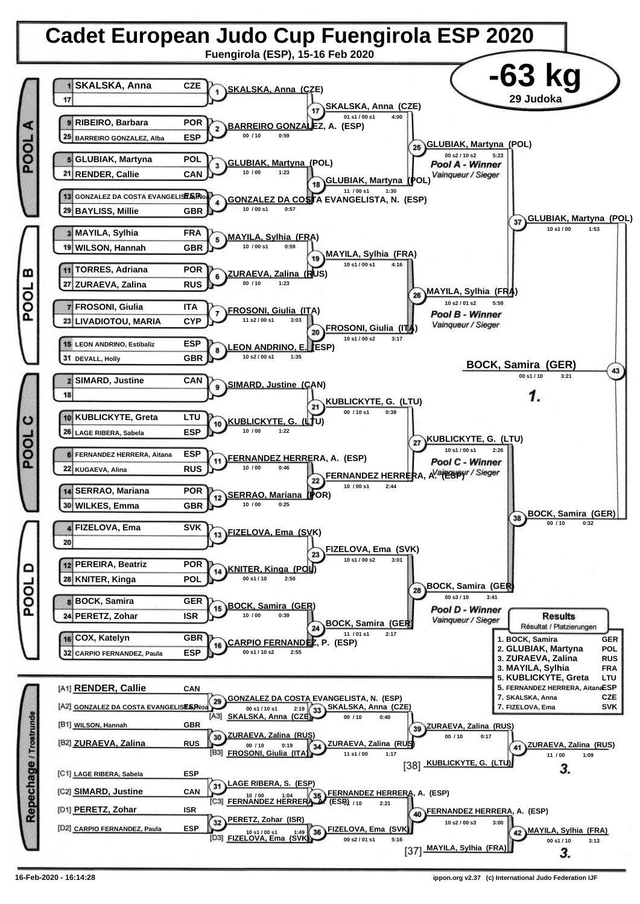# Cadet European Judo Cup Fuengirola ESP 2020

**Fuengirola (ESP), 15-16 Feb 2020**

# -63 kg

**29 Judoka**

## POOL A

| Seed | Name | Country |
|---|---|---|
| 1 | SKALSKA, Anna | CZE |
| 17 | | |
| 9 | RIBEIRO, Barbara | POR |
| 25 | BARREIRO GONZALEZ, Alba | ESP |
| 5 | GLUBIAK, Martyna | POL |
| 21 | RENDER, Callie | CAN |
| 13 | GONZALEZ DA COSTA EVANGELISTA, Noa | ESP |
| 29 | BAYLISS, Millie | GBR |

- (1) SKALSKA, Anna (CZE)
- (2) BARREIRO GONZALEZ, A. (ESP) — 00 / 10 — 0:59
- (3) GLUBIAK, Martyna (POL) — 10 / 00 — 1:23
- (4) GONZALEZ DA COSTA EVANGELISTA, N. (ESP) — 10 / 00 s1 — 0:57
- (17) SKALSKA, Anna (CZE) — 01 s1 / 00 s1 — 4:00
- (18) GLUBIAK, Martyna (POL) — 11 / 00 s1 — 1:30
- (25) GLUBIAK, Martyna (POL) — 00 s2 / 10 s2 — 5:23 — *Pool A - Winner / Vainqueur / Sieger*

## POOL B

| Seed | Name | Country |
|---|---|---|
| 3 | MAYILA, Sylhia | FRA |
| 19 | WILSON, Hannah | GBR |
| 11 | TORRES, Adriana | POR |
| 27 | ZURAEVA, Zalina | RUS |
| 7 | FROSONI, Giulia | ITA |
| 23 | LIVADIOTOU, MARIA | CYP |
| 15 | LEON ANDRINO, Estibaliz | ESP |
| 31 | DEVALL, Holly | GBR |

- (5) MAYILA, Sylhia (FRA) — 10 / 00 s1 — 0:59
- (6) ZURAEVA, Zalina (RUS) — 00 / 10 — 1:23
- (7) FROSONI, Giulia (ITA) — 11 s2 / 00 s1 — 3:03
- (8) LEON ANDRINO, E. (ESP) — 10 s2 / 00 s1 — 1:35
- (19) MAYILA, Sylhia (FRA) — 10 s1 / 00 s1 — 4:16
- (20) FROSONI, Giulia (ITA) — 10 s1 / 00 s2 — 3:17
- (26) MAYILA, Sylhia (FRA) — 10 s2 / 01 s2 — 5:59 — *Pool B - Winner / Vainqueur / Sieger*

## POOL C

| Seed | Name | Country |
|---|---|---|
| 2 | SIMARD, Justine | CAN |
| 18 | | |
| 10 | KUBLICKYTE, Greta | LTU |
| 26 | LAGE RIBERA, Sabela | ESP |
| 6 | FERNANDEZ HERRERA, Aitana | ESP |
| 22 | KUGAEVA, Alina | RUS |
| 14 | SERRAO, Mariana | POR |
| 30 | WILKES, Emma | GBR |

- (9) SIMARD, Justine (CAN)
- (10) KUBLICKYTE, G. (LTU) — 10 / 00 — 1:22
- (11) FERNANDEZ HERRERA, A. (ESP) — 10 / 00 — 0:46
- (12) SERRAO, Mariana (POR) — 10 / 00 — 0:25
- (21) KUBLICKYTE, G. (LTU) — 00 / 10 s1 — 0:39
- (22) FERNANDEZ HERRERA, A. (ESP) — 10 / 00 s1 — 2:44
- (27) KUBLICKYTE, G. (LTU) — 10 s1 / 00 s1 — 2:26 — *Pool C - Winner / Vainqueur / Sieger*

## POOL D

| Seed | Name | Country |
|---|---|---|
| 4 | FIZELOVA, Ema | SVK |
| 20 | | |
| 12 | PEREIRA, Beatriz | POR |
| 28 | KNITER, Kinga | POL |
| 8 | BOCK, Samira | GER |
| 24 | PERETZ, Zohar | ISR |
| 16 | COX, Katelyn | GBR |
| 32 | CARPIO FERNANDEZ, Paula | ESP |

- (13) FIZELOVA, Ema (SVK)
- (14) KNITER, Kinga (POL) — 00 s1 / 10 — 2:50
- (15) BOCK, Samira (GER) — 10 / 00 — 0:39
- (16) CARPIO FERNANDEZ, P. (ESP) — 00 s1 / 10 s2 — 2:55
- (23) FIZELOVA, Ema (SVK) — 10 s1 / 00 s2 — 3:01
- (24) BOCK, Samira (GER) — 11 / 01 s1 — 2:17
- (28) BOCK, Samira (GER) — 00 s3 / 10 — 3:41 — *Pool D - Winner / Vainqueur / Sieger*

## Semi-finals and Final

- (37) GLUBIAK, Martyna (POL) — 10 s1 / 00 — 1:53
- (38) BOCK, Samira (GER) — 00 / 10 — 0:32
- (43) **BOCK, Samira (GER)** — 00 s1 / 10 — 3:21 — **1.**

## Repechage / Trostrunde

| Pos | Name | Country |
|---|---|---|
| [A1] | RENDER, Callie | CAN |
| [A2] | GONZALEZ DA COSTA EVANGELISTA, Noa | ESP |
| [B1] | WILSON, Hannah | GBR |
| [B2] | ZURAEVA, Zalina | RUS |
| [C1] | LAGE RIBERA, Sabela | ESP |
| [C2] | SIMARD, Justine | CAN |
| [D1] | PERETZ, Zohar | ISR |
| [D2] | CARPIO FERNANDEZ, Paula | ESP |

- (29) GONZALEZ DA COSTA EVANGELISTA, N. (ESP) — 00 s1 / 10 s1 — 2:19
- [A3] SKALSKA, Anna (CZE)
- (33) SKALSKA, Anna (CZE) — 00 / 10 — 0:40
- (30) ZURAEVA, Zalina (RUS) — 00 / 10 — 0:19
- [B3] FROSONI, Giulia (ITA)
- (34) ZURAEVA, Zalina (RUS) — 11 s1 / 00 — 1:17
- (39) ZURAEVA, Zalina (RUS) — 00 / 10 — 0:17
- [38] KUBLICKYTE, G. (LTU)
- (41) ZURAEVA, Zalina (RUS) — 11 / 00 — 1:09 — **3.**
- (31) LAGE RIBERA, S. (ESP) — 10 / 00 — 1:04
- [C3] FERNANDEZ HERRERA, A. (ESP)
- (35) FERNANDEZ HERRERA, A. (ESP) — 01 / 10 — 2:21
- (32) PERETZ, Zohar (ISR) — 10 s1 / 00 s1 — 1:49
- [D3] FIZELOVA, Ema (SVK)
- (36) FIZELOVA, Ema (SVK) — 00 s2 / 01 s1 — 5:16
- (40) FERNANDEZ HERRERA, A. (ESP) — 10 s2 / 00 s3 — 3:00
- [37] MAYILA, Sylhia (FRA)
- (42) MAYILA, Sylhia (FRA) — 00 s1 / 10 — 3:13 — **3.**

## Results / Résultat / Platzierungen

| Place | Name | Country |
|---|---|---|
| 1. | BOCK, Samira | GER |
| 2. | GLUBIAK, Martyna | POL |
| 3. | ZURAEVA, Zalina | RUS |
| 3. | MAYILA, Sylhia | FRA |
| 5. | KUBLICKYTE, Greta | LTU |
| 5. | FERNANDEZ HERRERA, Aitana | ESP |
| 7. | SKALSKA, Anna | CZE |
| 7. | FIZELOVA, Ema | SVK |

16-Feb-2020 - 16:14:28

ippon.org v2.37 (c) International Judo Federation IJF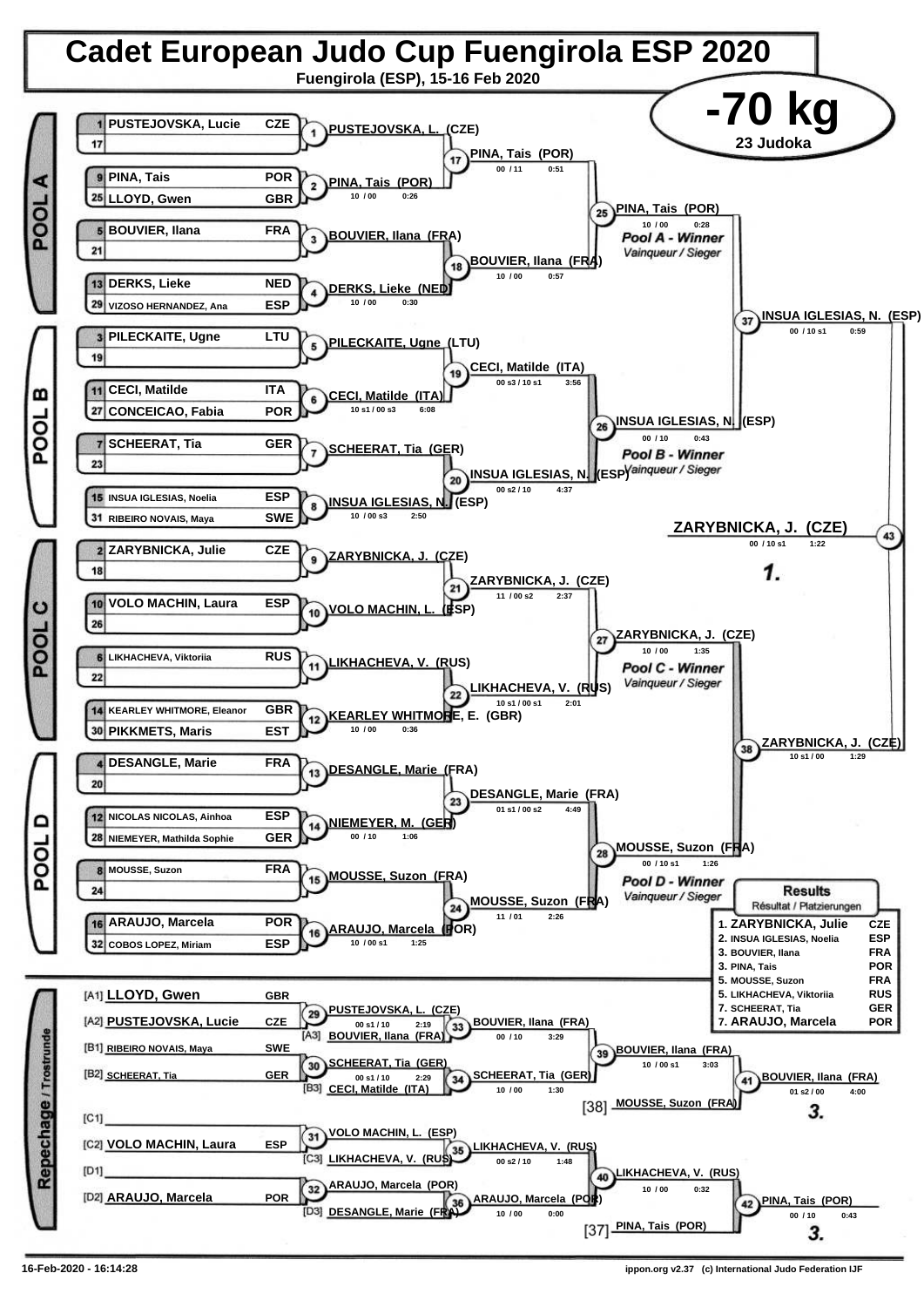# Cadet European Judo Cup Fuengirola ESP 2020

**Fuengirola (ESP), 15-16 Feb 2020**

## -70 kg

**23 Judoka**

### POOL A

| Seed | Name | Nation |
|---|---|---|
| 1 | PUSTEJOVSKA, Lucie | CZE |
| 17 | | |
| 9 | PINA, Tais | POR |
| 25 | LLOYD, Gwen | GBR |
| 5 | BOUVIER, Ilana | FRA |
| 21 | | |
| 13 | DERKS, Lieke | NED |
| 29 | VIZOSO HERNANDEZ, Ana | ESP |

- (1) PUSTEJOVSKA, L. (CZE)
- (2) PINA, Tais (POR) 10 / 00 0:26
- (3) BOUVIER, Ilana (FRA)
- (4) DERKS, Lieke (NED) 10 / 00 0:30
- (17) PINA, Tais (POR) 00 / 11 0:51
- (18) BOUVIER, Ilana (FRA) 10 / 00 0:57
- (25) PINA, Tais (POR) 10 / 00 0:28 — *Pool A - Winner* / Vainqueur / Sieger

### POOL B

| Seed | Name | Nation |
|---|---|---|
| 3 | PILECKAITE, Ugne | LTU |
| 19 | | |
| 11 | CECI, Matilde | ITA |
| 27 | CONCEICAO, Fabia | POR |
| 7 | SCHEERAT, Tia | GER |
| 23 | | |
| 15 | INSUA IGLESIAS, Noelia | ESP |
| 31 | RIBEIRO NOVAIS, Maya | SWE |

- (5) PILECKAITE, Ugne (LTU)
- (6) CECI, Matilde (ITA) 10 s1 / 00 s3 6:08
- (7) SCHEERAT, Tia (GER)
- (8) INSUA IGLESIAS, N. (ESP) 10 / 00 s3 2:50
- (19) CECI, Matilde (ITA) 00 s3 / 10 s1 3:56
- (20) INSUA IGLESIAS, N. (ESP) 00 s2 / 10 4:37
- (26) INSUA IGLESIAS, N. (ESP) 00 / 10 0:43 — *Pool B - Winner* / Vainqueur / Sieger

### POOL C

| Seed | Name | Nation |
|---|---|---|
| 2 | ZARYBNICKA, Julie | CZE |
| 18 | | |
| 10 | VOLO MACHIN, Laura | ESP |
| 26 | | |
| 6 | LIKHACHEVA, Viktoriia | RUS |
| 22 | | |
| 14 | KEARLEY WHITMORE, Eleanor | GBR |
| 30 | PIKKMETS, Maris | EST |

- (9) ZARYBNICKA, J. (CZE)
- (10) VOLO MACHIN, L. (ESP)
- (11) LIKHACHEVA, V. (RUS)
- (12) KEARLEY WHITMORE, E. (GBR) 10 / 00 0:36
- (21) ZARYBNICKA, J. (CZE) 11 / 00 s2 2:37
- (22) LIKHACHEVA, V. (RUS) 10 s1 / 00 s1 2:01
- (27) ZARYBNICKA, J. (CZE) 10 / 00 1:35 — *Pool C - Winner* / Vainqueur / Sieger

### POOL D

| Seed | Name | Nation |
|---|---|---|
| 4 | DESANGLE, Marie | FRA |
| 20 | | |
| 12 | NICOLAS NICOLAS, Ainhoa | ESP |
| 28 | NIEMEYER, Mathilda Sophie | GER |
| 8 | MOUSSE, Suzon | FRA |
| 24 | | |
| 16 | ARAUJO, Marcela | POR |
| 32 | COBOS LOPEZ, Miriam | ESP |

- (13) DESANGLE, Marie (FRA)
- (14) NIEMEYER, M. (GER) 00 / 10 1:06
- (15) MOUSSE, Suzon (FRA)
- (16) ARAUJO, Marcela (POR) 10 / 00 s1 1:25
- (23) DESANGLE, Marie (FRA) 01 s1 / 00 s2 4:49
- (24) MOUSSE, Suzon (FRA) 11 / 01 2:26
- (28) MOUSSE, Suzon (FRA) 00 / 10 s1 1:26 — *Pool D - Winner* / Vainqueur / Sieger

### Semi-finals and Final

- (37) INSUA IGLESIAS, N. (ESP) 00 / 10 s1 0:59
- (38) ZARYBNICKA, J. (CZE) 10 s1 / 00 1:29
- (43) **ZARYBNICKA, J. (CZE)** 00 / 10 s1 1:22 — **1.**

### Repechage / Trostrunde

- [A1] LLOYD, Gwen GBR
- [A2] PUSTEJOVSKA, Lucie CZE
- [B1] RIBEIRO NOVAIS, Maya SWE
- [B2] SCHEERAT, Tia GER
- [C1]
- [C2] VOLO MACHIN, Laura ESP
- [D1]
- [D2] ARAUJO, Marcela POR

- (29) PUSTEJOVSKA, L. (CZE) 00 s1 / 10 2:19
- [A3] BOUVIER, Ilana (FRA)
- (33) BOUVIER, Ilana (FRA) 00 / 10 3:29
- (30) SCHEERAT, Tia (GER) 00 s1 / 10 2:29
- [B3] CECI, Matilde (ITA)
- (34) SCHEERAT, Tia (GER) 10 / 00 1:30
- (39) BOUVIER, Ilana (FRA) 10 / 00 s1 3:03
- [38] MOUSSE, Suzon (FRA)
- (41) BOUVIER, Ilana (FRA) 01 s2 / 00 4:00 — **3.**
- (31) VOLO MACHIN, L. (ESP)
- [C3] LIKHACHEVA, V. (RUS)
- (35) LIKHACHEVA, V. (RUS) 00 s2 / 10 1:48
- (32) ARAUJO, Marcela (POR)
- [D3] DESANGLE, Marie (FRA)
- (36) ARAUJO, Marcela (POR) 10 / 00 0:00
- (40) LIKHACHEVA, V. (RUS) 10 / 00 0:32
- [37] PINA, Tais (POR)
- (42) PINA, Tais (POR) 00 / 10 0:43 — **3.**

### Results
Résultat / Platzierungen

| Place | Name | Nation |
|---|---|---|
| 1. | ZARYBNICKA, Julie | CZE |
| 2. | INSUA IGLESIAS, Noelia | ESP |
| 3. | BOUVIER, Ilana | FRA |
| 3. | PINA, Tais | POR |
| 5. | MOUSSE, Suzon | FRA |
| 5. | LIKHACHEVA, Viktoriia | RUS |
| 7. | SCHEERAT, Tia | GER |
| 7. | ARAUJO, Marcela | POR |

16-Feb-2020 - 16:14:28

ippon.org v2.37 (c) International Judo Federation IJF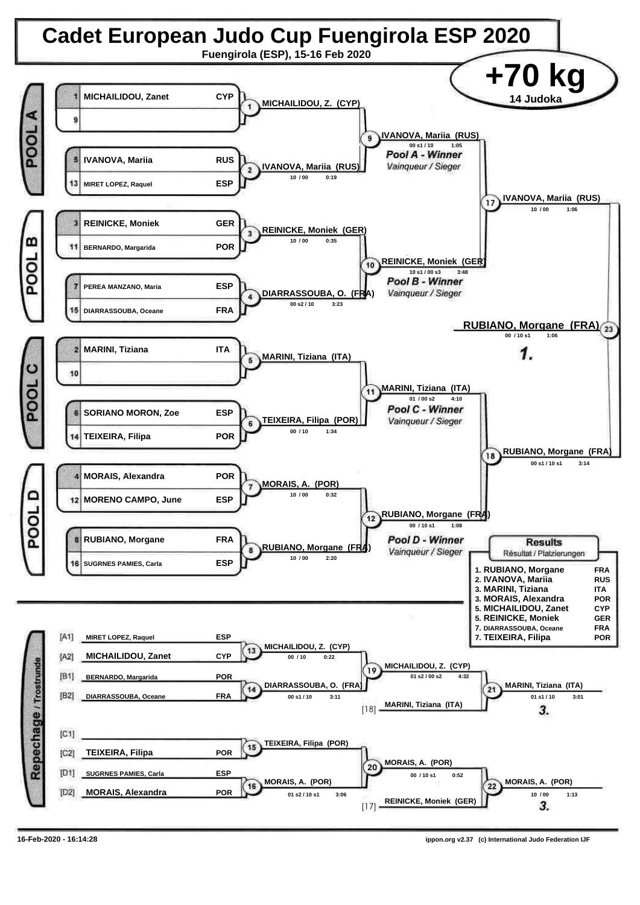# Cadet European Judo Cup Fuengirola ESP 2020

Fuengirola (ESP), 15-16 Feb 2020

## +70 kg

14 Judoka

### POOL A

| Seed | Name | Nation |
|---|---|---|
| 1 | MICHAILIDOU, Zanet | CYP |
| 9 | | |
| 5 | IVANOVA, Mariia | RUS |
| 13 | MIRET LOPEZ, Raquel | ESP |

- (1) MICHAILIDOU, Z. (CYP)
- (2) IVANOVA, Mariia (RUS) — 10 / 00 — 0:19
- (9) IVANOVA, Mariia (RUS) — 00 s1 / 10 — 1:05

*Pool A - Winner*
*Vainqueur / Sieger*

### POOL B

| Seed | Name | Nation |
|---|---|---|
| 3 | REINICKE, Moniek | GER |
| 11 | BERNARDO, Margarida | POR |
| 7 | PEREA MANZANO, Maria | ESP |
| 15 | DIARRASSOUBA, Oceane | FRA |

- (3) REINICKE, Moniek (GER) — 10 / 00 — 0:35
- (4) DIARRASSOUBA, O. (FRA) — 00 s2 / 10 — 3:23
- (10) REINICKE, Moniek (GER) — 10 s1 / 00 s3 — 3:48

*Pool B - Winner*
*Vainqueur / Sieger*

- (17) IVANOVA, Mariia (RUS) — 10 / 00 — 1:06

### POOL C

| Seed | Name | Nation |
|---|---|---|
| 2 | MARINI, Tiziana | ITA |
| 10 | | |
| 6 | SORIANO MORON, Zoe | ESP |
| 14 | TEIXEIRA, Filipa | POR |

- (5) MARINI, Tiziana (ITA)
- (6) TEIXEIRA, Filipa (POR) — 00 / 10 — 1:34
- (11) MARINI, Tiziana (ITA) — 01 / 00 s2 — 4:10

*Pool C - Winner*
*Vainqueur / Sieger*

### POOL D

| Seed | Name | Nation |
|---|---|---|
| 4 | MORAIS, Alexandra | POR |
| 12 | MORENO CAMPO, June | ESP |
| 8 | RUBIANO, Morgane | FRA |
| 16 | SUGRNES PAMIES, Carla | ESP |

- (7) MORAIS, A. (POR) — 10 / 00 — 0:32
- (8) RUBIANO, Morgane (FRA) — 10 / 00 — 2:20
- (12) RUBIANO, Morgane (FRA) — 00 / 10 s1 — 1:08

*Pool D - Winner*
*Vainqueur / Sieger*

- (18) RUBIANO, Morgane (FRA) — 00 s1 / 10 s1 — 3:14

### Final

- (23) RUBIANO, Morgane (FRA) — 00 / 10 s1 — 1:06

**1.**

### Repechage / Trostrunde

| Slot | Name | Nation |
|---|---|---|
| [A1] | MIRET LOPEZ, Raquel | ESP |
| [A2] | MICHAILIDOU, Zanet | CYP |
| [B1] | BERNARDO, Margarida | POR |
| [B2] | DIARRASSOUBA, Oceane | FRA |
| [C1] | | |
| [C2] | TEIXEIRA, Filipa | POR |
| [D1] | SUGRNES PAMIES, Carla | ESP |
| [D2] | MORAIS, Alexandra | POR |

- (13) MICHAILIDOU, Z. (CYP) — 00 / 10 — 0:22
- (14) DIARRASSOUBA, O. (FRA) — 00 s1 / 10 — 3:11
- (19) MICHAILIDOU, Z. (CYP) — 01 s2 / 00 s2 — 4:32
- [18] MARINI, Tiziana (ITA)
- (21) MARINI, Tiziana (ITA) — 01 s1 / 10 — 3:01 — **3.**
- (15) TEIXEIRA, Filipa (POR)
- (16) MORAIS, A. (POR) — 01 s2 / 10 s1 — 3:06
- (20) MORAIS, A. (POR) — 00 / 10 s1 — 0:52
- [17] REINICKE, Moniek (GER)
- (22) MORAIS, A. (POR) — 10 / 00 — 1:13 — **3.**

### Results
Résultat / Platzierungen

| Place | Name | Nation |
|---|---|---|
| 1. | RUBIANO, Morgane | FRA |
| 2. | IVANOVA, Mariia | RUS |
| 3. | MARINI, Tiziana | ITA |
| 3. | MORAIS, Alexandra | POR |
| 5. | MICHAILIDOU, Zanet | CYP |
| 5. | REINICKE, Moniek | GER |
| 7. | DIARRASSOUBA, Oceane | FRA |
| 7. | TEIXEIRA, Filipa | POR |

16-Feb-2020 - 16:14:28

ippon.org v2.37 (c) International Judo Federation IJF